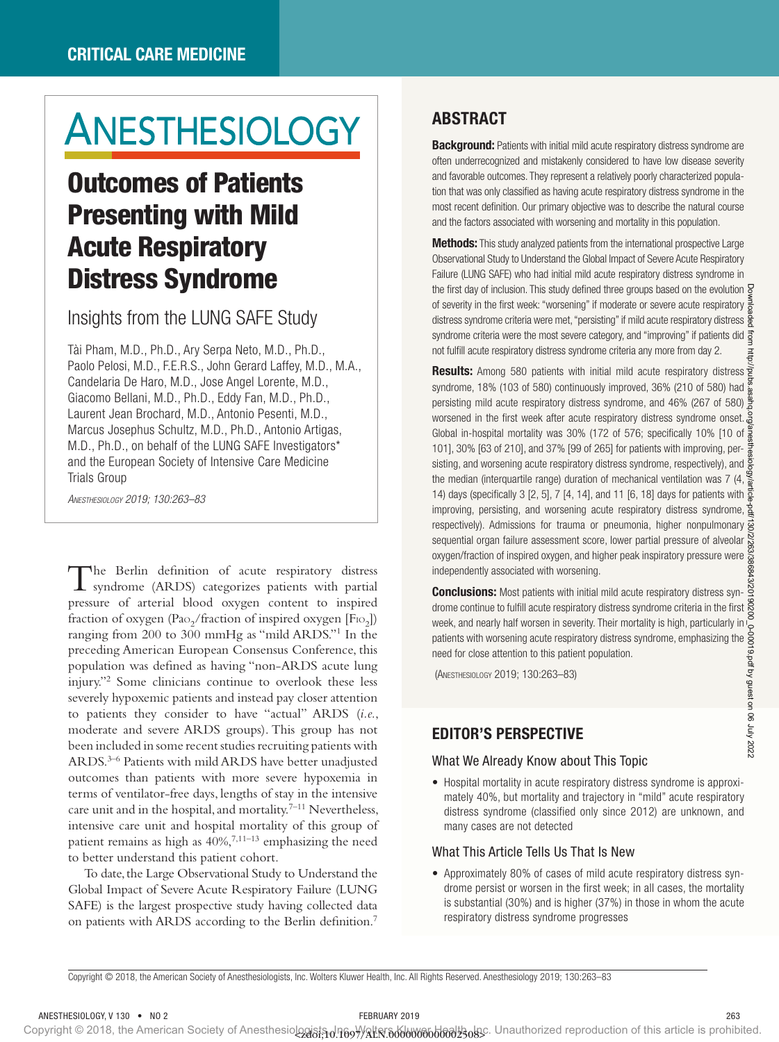CRITICAL CARE MEDICINE

# ANESTHESIOLOGY

# Outcomes of Patients Presenting with Mild Acute Respiratory Distress Syndrome

## Insights from the LUNG SAFE Study

Tài Pham, M.D., Ph.D., Ary Serpa Neto, M.D., Ph.D., Paolo Pelosi, M.D., F.E.R.S., John Gerard Laffey, M.D., M.A., Candelaria De Haro, M.D., Jose Angel Lorente, M.D., Giacomo Bellani, M.D., Ph.D., Eddy Fan, M.D., Ph.D., Laurent Jean Brochard, M.D., Antonio Pesenti, M.D., Marcus Josephus Schultz, M.D., Ph.D., Antonio Artigas, M.D., Ph.D., on behalf of the LUNG SAFE Investigators* and the European Society of Intensive Care Medicine Trials Group

*Anesthesiology 2019; 130:263–83*

## ABSTRACT

**Background:** Patients with initial mild acute respiratory distress syndrome are often underrecognized and mistakenly considered to have low disease severity and favorable outcomes. They represent a relatively poorly characterized population that was only classified as having acute respiratory distress syndrome in the most recent definition. Our primary objective was to describe the natural course and the factors associated with worsening and mortality in this population.

**Methods:** This study analyzed patients from the international prospective Large Observational Study to Understand the Global Impact of Severe Acute Respiratory Failure (LUNG SAFE) who had initial mild acute respiratory distress syndrome in the first day of inclusion. This study defined three groups based on the evolution of severity in the first week: "worsening" if moderate or severe acute respiratory distress syndrome criteria were met, "persisting" if mild acute respiratory distress syndrome criteria were the most severe category, and "improving" if patients did not fulfill acute respiratory distress syndrome criteria any more from day 2.

**Results:** Among 580 patients with initial mild acute respiratory distress syndrome, 18% (103 of 580) continuously improved, 36% (210 of 580) had persisting mild acute respiratory distress syndrome, and 46% (267 of 580) worsened in the first week after acute respiratory distress syndrome onset. Global in-hospital mortality was 30% (172 of 576; specifically 10% [10 of 101], 30% [63 of 210], and 37% [99 of 265] for patients with improving, persisting, and worsening acute respiratory distress syndrome, respectively), and the median (interquartile range) duration of mechanical ventilation was 7 (4, 14) days (specifically 3 [2, 5], 7 [4, 14], and 11 [6, 18] days for patients with improving, persisting, and worsening acute respiratory distress syndrome, respectively). Admissions for trauma or pneumonia, higher nonpulmonary sequential organ failure assessment score, lower partial pressure of alveolar oxygen/fraction of inspired oxygen, and higher peak inspiratory pressure were independently associated with worsening.

**Conclusions:** Most patients with initial mild acute respiratory distress syndrome continue to fulfill acute respiratory distress syndrome criteria in the first week, and nearly half worsen in severity. Their mortality is high, particularly in patients with worsening acute respiratory distress syndrome, emphasizing the need for close attention to this patient population.

(Anesthesiology 2019; 130:263–83)

## EDITOR'S PERSPECTIVE

### What We Already Know about This Topic

- Hospital mortality in acute respiratory distress syndrome is approximately 40%, but mortality and trajectory in "mild" acute respiratory distress syndrome (classified only since 2012) are unknown, and many cases are not detected

### What This Article Tells Us That Is New

- Approximately 80% of cases of mild acute respiratory distress syndrome persist or worsen in the first week; in all cases, the mortality is substantial (30%) and is higher (37%) in those in whom the acute respiratory distress syndrome progresses

The Berlin definition of acute respiratory distress syndrome (ARDS) categorizes patients with partial pressure of arterial blood oxygen content to inspired fraction of oxygen ($Pa_{O_2}$/fraction of inspired oxygen [$F_{IO_2}$]) ranging from 200 to 300 mmHg as "mild ARDS."[1] In the preceding American European Consensus Conference, this population was defined as having "non-ARDS acute lung injury."[2] Some clinicians continue to overlook these less severely hypoxemic patients and instead pay closer attention to patients they consider to have "actual" ARDS (*i.e.*, moderate and severe ARDS groups). This group has not been included in some recent studies recruiting patients with ARDS.[3–6] Patients with mild ARDS have better unadjusted outcomes than patients with more severe hypoxemia in terms of ventilator-free days, lengths of stay in the intensive care unit and in the hospital, and mortality.[7–11] Nevertheless, intensive care unit and hospital mortality of this group of patient remains as high as 40%,[7,11–13] emphasizing the need to better understand this patient cohort.

To date, the Large Observational Study to Understand the Global Impact of Severe Acute Respiratory Failure (LUNG SAFE) is the largest prospective study having collected data on patients with ARDS according to the Berlin definition.[7]

Copyright © 2018, the American Society of Anesthesiologists, Inc. Wolters Kluwer Health, Inc. All Rights Reserved. Anesthesiology 2019; 130:263–83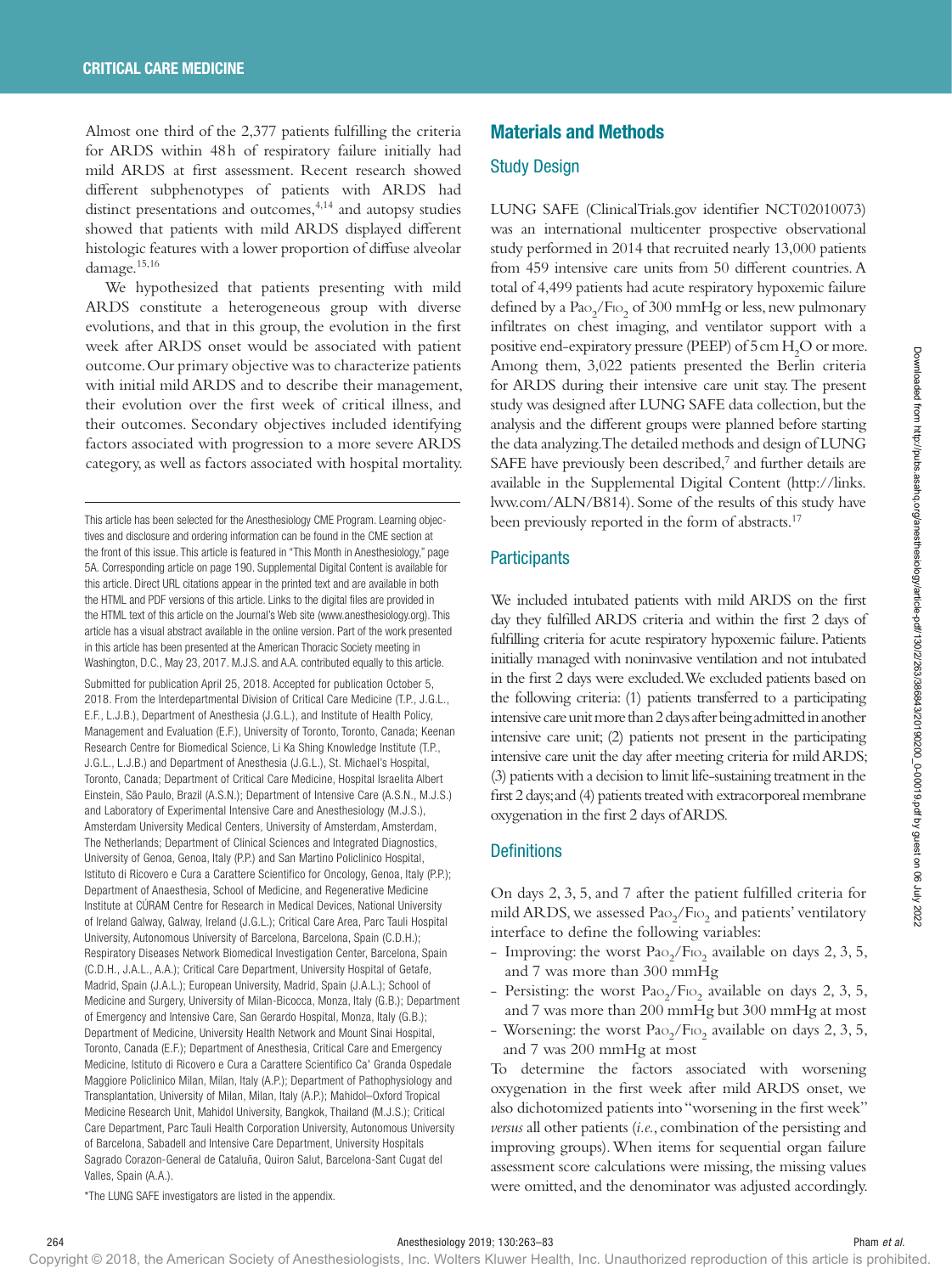Almost one third of the 2,377 patients fulfilling the criteria for ARDS within 48h of respiratory failure initially had mild ARDS at first assessment. Recent research showed different subphenotypes of patients with ARDS had distinct presentations and outcomes,[4,14] and autopsy studies showed that patients with mild ARDS displayed different histologic features with a lower proportion of diffuse alveolar damage.[15,16]

We hypothesized that patients presenting with mild ARDS constitute a heterogeneous group with diverse evolutions, and that in this group, the evolution in the first week after ARDS onset would be associated with patient outcome. Our primary objective was to characterize patients with initial mild ARDS and to describe their management, their evolution over the first week of critical illness, and their outcomes. Secondary objectives included identifying factors associated with progression to a more severe ARDS category, as well as factors associated with hospital mortality.

This article has been selected for the Anesthesiology CME Program. Learning objectives and disclosure and ordering information can be found in the CME section at the front of this issue. This article is featured in "This Month in Anesthesiology," page 5A. Corresponding article on page 190. Supplemental Digital Content is available for this article. Direct URL citations appear in the printed text and are available in both the HTML and PDF versions of this article. Links to the digital files are provided in the HTML text of this article on the Journal's Web site (www.anesthesiology.org). This article has a visual abstract available in the online version. Part of the work presented in this article has been presented at the American Thoracic Society meeting in Washington, D.C., May 23, 2017. M.J.S. and A.A. contributed equally to this article.

Submitted for publication April 25, 2018. Accepted for publication October 5, 2018. From the Interdepartmental Division of Critical Care Medicine (T.P., J.G.L., E.F., L.J.B.), Department of Anesthesia (J.G.L.), and Institute of Health Policy, Management and Evaluation (E.F.), University of Toronto, Toronto, Canada; Keenan Research Centre for Biomedical Science, Li Ka Shing Knowledge Institute (T.P., J.G.L., L.J.B.) and Department of Anesthesia (J.G.L.), St. Michael's Hospital, Toronto, Canada; Department of Critical Care Medicine, Hospital Israelita Albert Einstein, São Paulo, Brazil (A.S.N.); Department of Intensive Care (A.S.N., M.J.S.) and Laboratory of Experimental Intensive Care and Anesthesiology (M.J.S.), Amsterdam University Medical Centers, University of Amsterdam, Amsterdam, The Netherlands; Department of Clinical Sciences and Integrated Diagnostics, University of Genoa, Genoa, Italy (P.P.) and San Martino Policlinico Hospital, Istituto di Ricovero e Cura a Carattere Scientifico for Oncology, Genoa, Italy (P.P.); Department of Anaesthesia, School of Medicine, and Regenerative Medicine Institute at CÚRAM Centre for Research in Medical Devices, National University of Ireland Galway, Galway, Ireland (J.G.L.); Critical Care Area, Parc Tauli Hospital University, Autonomous University of Barcelona, Barcelona, Spain (C.D.H.); Respiratory Diseases Network Biomedical Investigation Center, Barcelona, Spain (C.D.H., J.A.L., A.A.); Critical Care Department, University Hospital of Getafe, Madrid, Spain (J.A.L.); European University, Madrid, Spain (J.A.L.); School of Medicine and Surgery, University of Milan-Bicocca, Monza, Italy (G.B.); Department of Emergency and Intensive Care, San Gerardo Hospital, Monza, Italy (G.B.); Department of Medicine, University Health Network and Mount Sinai Hospital, Toronto, Canada (E.F.); Department of Anesthesia, Critical Care and Emergency Medicine, Istituto di Ricovero e Cura a Carattere Scientifico Ca' Granda Ospedale Maggiore Policlinico Milan, Milan, Italy (A.P.); Department of Pathophysiology and Transplantation, University of Milan, Milan, Italy (A.P.); Mahidol–Oxford Tropical Medicine Research Unit, Mahidol University, Bangkok, Thailand (M.J.S.); Critical Care Department, Parc Tauli Health Corporation University, Autonomous University of Barcelona, Sabadell and Intensive Care Department, University Hospitals Sagrado Corazon-General de Cataluña, Quiron Salut, Barcelona-Sant Cugat del Valles, Spain (A.A.).

*The LUNG SAFE investigators are listed in the appendix.

## Materials and Methods

### Study Design

LUNG SAFE (ClinicalTrials.gov identifier NCT02010073) was an international multicenter prospective observational study performed in 2014 that recruited nearly 13,000 patients from 459 intensive care units from 50 different countries. A total of 4,499 patients had acute respiratory hypoxemic failure defined by a $Pa_{O_2}/F_{IO_2}$ of 300 mmHg or less, new pulmonary infiltrates on chest imaging, and ventilator support with a positive end-expiratory pressure (PEEP) of 5 cm $H_2O$ or more. Among them, 3,022 patients presented the Berlin criteria for ARDS during their intensive care unit stay. The present study was designed after LUNG SAFE data collection, but the analysis and the different groups were planned before starting the data analyzing. The detailed methods and design of LUNG SAFE have previously been described,[7] and further details are available in the Supplemental Digital Content (http://links.lww.com/ALN/B814). Some of the results of this study have been previously reported in the form of abstracts.[17]

### Participants

We included intubated patients with mild ARDS on the first day they fulfilled ARDS criteria and within the first 2 days of fulfilling criteria for acute respiratory hypoxemic failure. Patients initially managed with noninvasive ventilation and not intubated in the first 2 days were excluded. We excluded patients based on the following criteria: (1) patients transferred to a participating intensive care unit more than 2 days after being admitted in another intensive care unit; (2) patients not present in the participating intensive care unit the day after meeting criteria for mild ARDS; (3) patients with a decision to limit life-sustaining treatment in the first 2 days; and (4) patients treated with extracorporeal membrane oxygenation in the first 2 days of ARDS.

### Definitions

On days 2, 3, 5, and 7 after the patient fulfilled criteria for mild ARDS, we assessed $Pa_{O_2}/F_{IO_2}$ and patients' ventilatory interface to define the following variables:

- Improving: the worst $Pa_{O_2}/F_{IO_2}$ available on days 2, 3, 5, and 7 was more than 300 mmHg
- Persisting: the worst $Pa_{O_2}/F_{IO_2}$ available on days 2, 3, 5, and 7 was more than 200 mmHg but 300 mmHg at most
- Worsening: the worst $Pa_{O_2}/F_{IO_2}$ available on days 2, 3, 5, and 7 was 200 mmHg at most

To determine the factors associated with worsening oxygenation in the first week after mild ARDS onset, we also dichotomized patients into "worsening in the first week" *versus* all other patients (*i.e.*, combination of the persisting and improving groups). When items for sequential organ failure assessment score calculations were missing, the missing values were omitted, and the denominator was adjusted accordingly.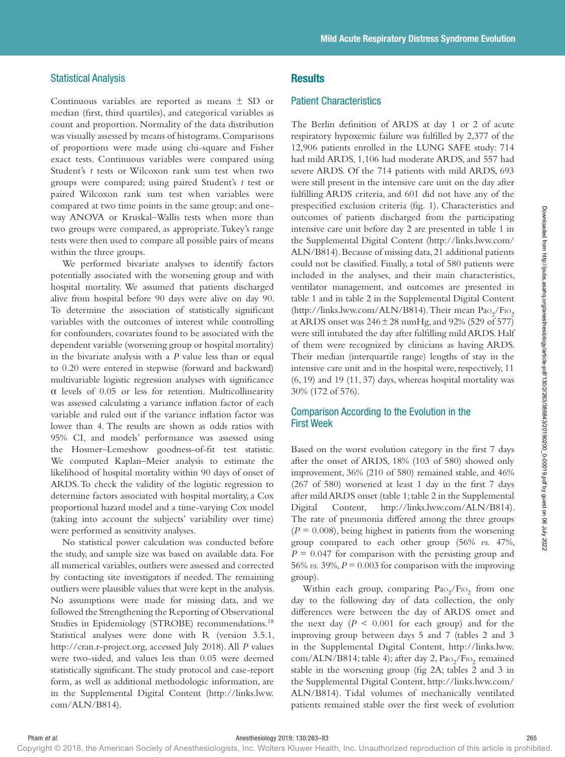## Statistical Analysis

Continuous variables are reported as means ± SD or median (first, third quartiles), and categorical variables as count and proportion. Normality of the data distribution was visually assessed by means of histograms. Comparisons of proportions were made using chi-square and Fisher exact tests. Continuous variables were compared using Student's *t* tests or Wilcoxon rank sum test when two groups were compared; using paired Student's *t* test or paired Wilcoxon rank sum test when variables were compared at two time points in the same group; and one-way ANOVA or Kruskal–Wallis tests when more than two groups were compared, as appropriate. Tukey's range tests were then used to compare all possible pairs of means within the three groups.

We performed bivariate analyses to identify factors potentially associated with the worsening group and with hospital mortality. We assumed that patients discharged alive from hospital before 90 days were alive on day 90. To determine the association of statistically significant variables with the outcomes of interest while controlling for confounders, covariates found to be associated with the dependent variable (worsening group or hospital mortality) in the bivariate analysis with a *P* value less than or equal to 0.20 were entered in stepwise (forward and backward) multivariable logistic regression analyses with significance $\alpha$ levels of 0.05 or less for retention. Multicollinearity was assessed calculating a variance inflation factor of each variable and ruled out if the variance inflation factor was lower than 4. The results are shown as odds ratios with 95% CI, and models' performance was assessed using the Hosmer–Lemeshow goodness-of-fit test statistic. We computed Kaplan–Meier analysis to estimate the likelihood of hospital mortality within 90 days of onset of ARDS. To check the validity of the logistic regression to determine factors associated with hospital mortality, a Cox proportional hazard model and a time-varying Cox model (taking into account the subjects' variability over time) were performed as sensitivity analyses.

No statistical power calculation was conducted before the study, and sample size was based on available data. For all numerical variables, outliers were assessed and corrected by contacting site investigators if needed. The remaining outliers were plausible values that were kept in the analysis. No assumptions were made for missing data, and we followed the Strengthening the Reporting of Observational Studies in Epidemiology (STROBE) recommendations.[18] Statistical analyses were done with R (version 3.5.1, http://cran.r-project.org, accessed July 2018). All *P* values were two-sided, and values less than 0.05 were deemed statistically significant. The study protocol and case-report form, as well as additional methodologic information, are in the Supplemental Digital Content (http://links.lww.com/ALN/B814).

# Results

## Patient Characteristics

The Berlin definition of ARDS at day 1 or 2 of acute respiratory hypoxemic failure was fulfilled by 2,377 of the 12,906 patients enrolled in the LUNG SAFE study: 714 had mild ARDS, 1,106 had moderate ARDS, and 557 had severe ARDS. Of the 714 patients with mild ARDS, 693 were still present in the intensive care unit on the day after fulfilling ARDS criteria, and 601 did not have any of the prespecified exclusion criteria (fig. 1). Characteristics and outcomes of patients discharged from the participating intensive care unit before day 2 are presented in table 1 in the Supplemental Digital Content (http://links.lww.com/ALN/B814). Because of missing data, 21 additional patients could not be classified. Finally, a total of 580 patients were included in the analyses, and their main characteristics, ventilator management, and outcomes are presented in table 1 and in table 2 in the Supplemental Digital Content (http://links.lww.com/ALN/B814). Their mean $Pa_{O_2}/F_{IO_2}$ at ARDS onset was 246 ± 28 mmHg, and 92% (529 of 577) were still intubated the day after fulfilling mild ARDS. Half of them were recognized by clinicians as having ARDS. Their median (interquartile range) lengths of stay in the intensive care unit and in the hospital were, respectively, 11 (6, 19) and 19 (11, 37) days, whereas hospital mortality was 30% (172 of 576).

## Comparison According to the Evolution in the First Week

Based on the worst evolution category in the first 7 days after the onset of ARDS, 18% (103 of 580) showed only improvement, 36% (210 of 580) remained stable, and 46% (267 of 580) worsened at least 1 day in the first 7 days after mild ARDS onset (table 1; table 2 in the Supplemental Digital Content, http://links.lww.com/ALN/B814). The rate of pneumonia differed among the three groups ($P$ = 0.008), being highest in patients from the worsening group compared to each other group (56% *vs.* 47%, $P$ = 0.047 for comparison with the persisting group and 56% *vs.* 39%, $P$ = 0.003 for comparison with the improving group).

Within each group, comparing $Pa_{O_2}/F_{IO_2}$ from one day to the following day of data collection, the only differences were between the day of ARDS onset and the next day ($P$ < 0.001 for each group) and for the improving group between days 5 and 7 (tables 2 and 3 in the Supplemental Digital Content, http://links.lww.com/ALN/B814; table 4); after day 2, $Pa_{O_2}/F_{IO_2}$ remained stable in the worsening group (fig 2A; tables 2 and 3 in the Supplemental Digital Content, http://links.lww.com/ALN/B814). Tidal volumes of mechanically ventilated patients remained stable over the first week of evolution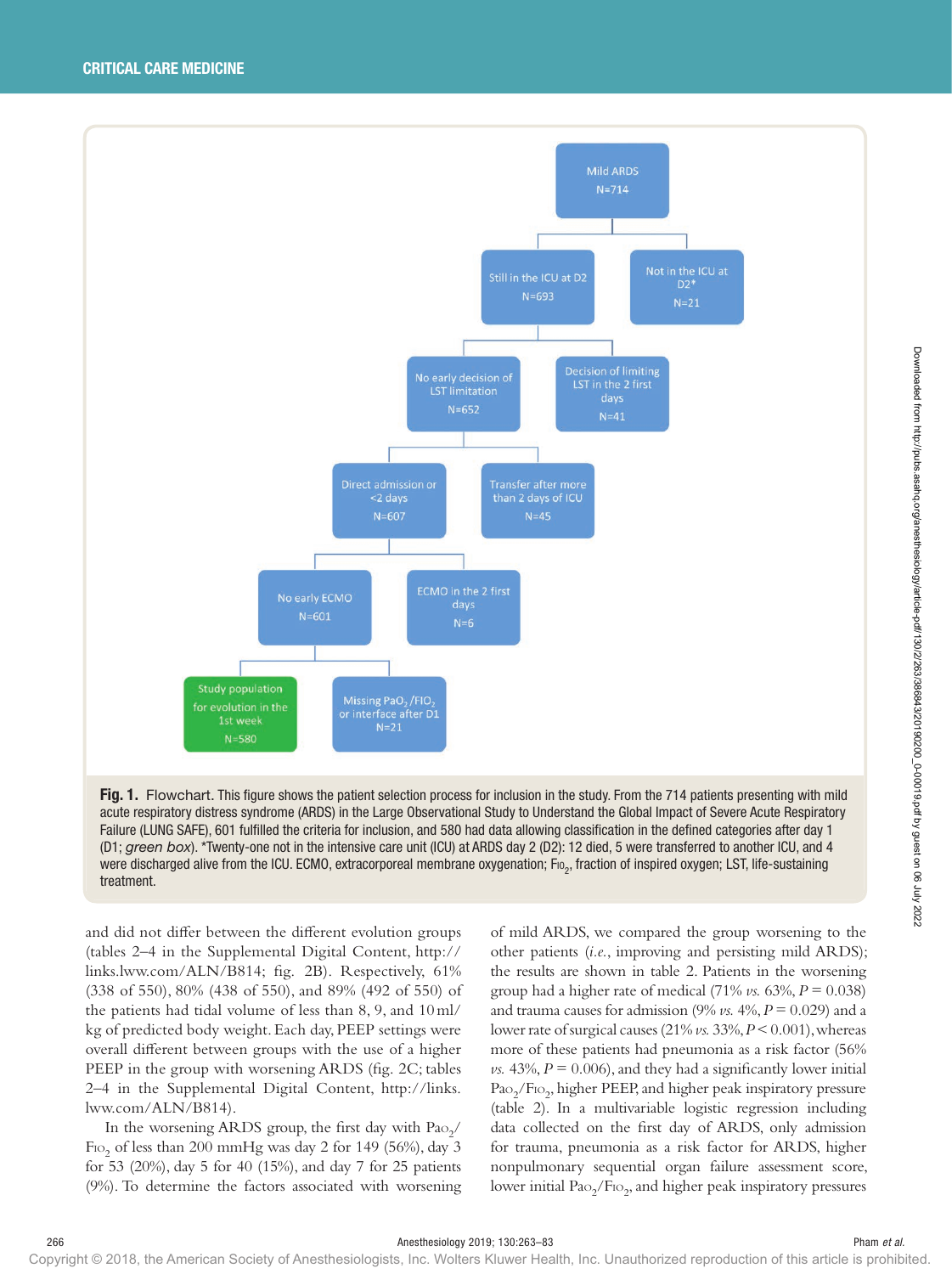Mild ARDS
N=714

Still in the ICU at D2
N=693

Not in the ICU at D2*
N=21

No early decision of LST limitation
N=652

Decision of limiting LST in the 2 first days
N=41

Direct admission or <2 days
N=607

Transfer after more than 2 days of ICU
N=45

No early ECMO
N=601

ECMO in the 2 first days
N=6

Study population for evolution in the 1st week
N=580

Missing $PaO_2/FIO_2$ or interface after D1
N=21

**Fig. 1.** Flowchart. This figure shows the patient selection process for inclusion in the study. From the 714 patients presenting with mild acute respiratory distress syndrome (ARDS) in the Large Observational Study to Understand the Global Impact of Severe Acute Respiratory Failure (LUNG SAFE), 601 fulfilled the criteria for inclusion, and 580 had data allowing classification in the defined categories after day 1 (D1; *green box*). *Twenty-one not in the intensive care unit (ICU) at ARDS day 2 (D2): 12 died, 5 were transferred to another ICU, and 4 were discharged alive from the ICU. ECMO, extracorporeal membrane oxygenation; $FIO_2$, fraction of inspired oxygen; LST, life-sustaining treatment.

and did not differ between the different evolution groups (tables 2–4 in the Supplemental Digital Content, http://links.lww.com/ALN/B814; fig. 2B). Respectively, 61% (338 of 550), 80% (438 of 550), and 89% (492 of 550) of the patients had tidal volume of less than 8, 9, and 10 ml/kg of predicted body weight. Each day, PEEP settings were overall different between groups with the use of a higher PEEP in the group with worsening ARDS (fig. 2C; tables 2–4 in the Supplemental Digital Content, http://links.lww.com/ALN/B814).

In the worsening ARDS group, the first day with $PaO_2/FIO_2$ of less than 200 mmHg was day 2 for 149 (56%), day 3 for 53 (20%), day 5 for 40 (15%), and day 7 for 25 patients (9%). To determine the factors associated with worsening of mild ARDS, we compared the group worsening to the other patients (*i.e.*, improving and persisting mild ARDS); the results are shown in table 2. Patients in the worsening group had a higher rate of medical (71% *vs.* 63%, $P = 0.038$) and trauma causes for admission (9% *vs.* 4%, $P = 0.029$) and a lower rate of surgical causes (21% *vs.* 33%, $P < 0.001$), whereas more of these patients had pneumonia as a risk factor (56% *vs.* 43%, $P = 0.006$), and they had a significantly lower initial $PaO_2/FIO_2$, higher PEEP, and higher peak inspiratory pressure (table 2). In a multivariable logistic regression including data collected on the first day of ARDS, only admission for trauma, pneumonia as a risk factor for ARDS, higher nonpulmonary sequential organ failure assessment score, lower initial $PaO_2/FIO_2$, and higher peak inspiratory pressures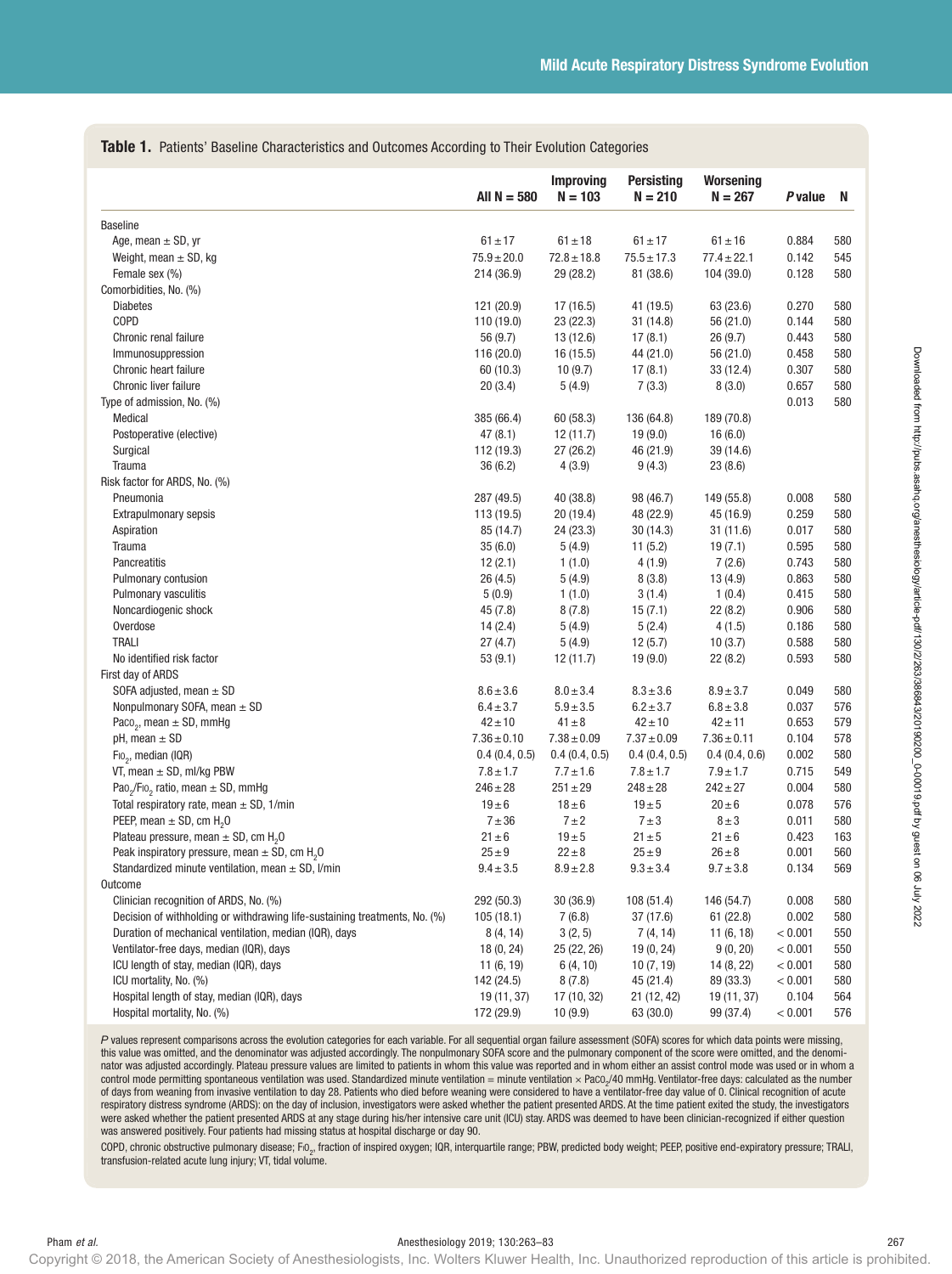**Table 1.** Patients' Baseline Characteristics and Outcomes According to Their Evolution Categories

| | All N = 580 | Improving N = 103 | Persisting N = 210 | Worsening N = 267 | *P* value | N |
|---|---|---|---|---|---|---|
| Baseline | | | | | | |
| Age, mean ± SD, yr | 61 ± 17 | 61 ± 18 | 61 ± 17 | 61 ± 16 | 0.884 | 580 |
| Weight, mean ± SD, kg | 75.9 ± 20.0 | 72.8 ± 18.8 | 75.5 ± 17.3 | 77.4 ± 22.1 | 0.142 | 545 |
| Female sex (%) | 214 (36.9) | 29 (28.2) | 81 (38.6) | 104 (39.0) | 0.128 | 580 |
| Comorbidities, No. (%) | | | | | | |
| Diabetes | 121 (20.9) | 17 (16.5) | 41 (19.5) | 63 (23.6) | 0.270 | 580 |
| COPD | 110 (19.0) | 23 (22.3) | 31 (14.8) | 56 (21.0) | 0.144 | 580 |
| Chronic renal failure | 56 (9.7) | 13 (12.6) | 17 (8.1) | 26 (9.7) | 0.443 | 580 |
| Immunosuppression | 116 (20.0) | 16 (15.5) | 44 (21.0) | 56 (21.0) | 0.458 | 580 |
| Chronic heart failure | 60 (10.3) | 10 (9.7) | 17 (8.1) | 33 (12.4) | 0.307 | 580 |
| Chronic liver failure | 20 (3.4) | 5 (4.9) | 7 (3.3) | 8 (3.0) | 0.657 | 580 |
| Type of admission, No. (%) | | | | | 0.013 | 580 |
| Medical | 385 (66.4) | 60 (58.3) | 136 (64.8) | 189 (70.8) | | |
| Postoperative (elective) | 47 (8.1) | 12 (11.7) | 19 (9.0) | 16 (6.0) | | |
| Surgical | 112 (19.3) | 27 (26.2) | 46 (21.9) | 39 (14.6) | | |
| Trauma | 36 (6.2) | 4 (3.9) | 9 (4.3) | 23 (8.6) | | |
| Risk factor for ARDS, No. (%) | | | | | | |
| Pneumonia | 287 (49.5) | 40 (38.8) | 98 (46.7) | 149 (55.8) | 0.008 | 580 |
| Extrapulmonary sepsis | 113 (19.5) | 20 (19.4) | 48 (22.9) | 45 (16.9) | 0.259 | 580 |
| Aspiration | 85 (14.7) | 24 (23.3) | 30 (14.3) | 31 (11.6) | 0.017 | 580 |
| Trauma | 35 (6.0) | 5 (4.9) | 11 (5.2) | 19 (7.1) | 0.595 | 580 |
| Pancreatitis | 12 (2.1) | 1 (1.0) | 4 (1.9) | 7 (2.6) | 0.743 | 580 |
| Pulmonary contusion | 26 (4.5) | 5 (4.9) | 8 (3.8) | 13 (4.9) | 0.863 | 580 |
| Pulmonary vasculitis | 5 (0.9) | 1 (1.0) | 3 (1.4) | 1 (0.4) | 0.415 | 580 |
| Noncardiogenic shock | 45 (7.8) | 8 (7.8) | 15 (7.1) | 22 (8.2) | 0.906 | 580 |
| Overdose | 14 (2.4) | 5 (4.9) | 5 (2.4) | 4 (1.5) | 0.186 | 580 |
| TRALI | 27 (4.7) | 5 (4.9) | 12 (5.7) | 10 (3.7) | 0.588 | 580 |
| No identified risk factor | 53 (9.1) | 12 (11.7) | 19 (9.0) | 22 (8.2) | 0.593 | 580 |
| First day of ARDS | | | | | | |
| SOFA adjusted, mean ± SD | 8.6 ± 3.6 | 8.0 ± 3.4 | 8.3 ± 3.6 | 8.9 ± 3.7 | 0.049 | 580 |
| Nonpulmonary SOFA, mean ± SD | 6.4 ± 3.7 | 5.9 ± 3.5 | 6.2 ± 3.7 | 6.8 ± 3.8 | 0.037 | 576 |
| $Pa_{CO_2}$, mean ± SD, mmHg | 42 ± 10 | 41 ± 8 | 42 ± 10 | 42 ± 11 | 0.653 | 579 |
| pH, mean ± SD | 7.36 ± 0.10 | 7.38 ± 0.09 | 7.37 ± 0.09 | 7.36 ± 0.11 | 0.104 | 578 |
| $F_{IO_2}$, median (IQR) | 0.4 (0.4, 0.5) | 0.4 (0.4, 0.5) | 0.4 (0.4, 0.5) | 0.4 (0.4, 0.6) | 0.002 | 580 |
| VT, mean ± SD, ml/kg PBW | 7.8 ± 1.7 | 7.7 ± 1.6 | 7.8 ± 1.7 | 7.9 ± 1.7 | 0.715 | 549 |
| $Pa_{O_2}/F_{IO_2}$ ratio, mean ± SD, mmHg | 246 ± 28 | 251 ± 29 | 248 ± 28 | 242 ± 27 | 0.004 | 580 |
| Total respiratory rate, mean ± SD, 1/min | 19 ± 6 | 18 ± 6 | 19 ± 5 | 20 ± 6 | 0.078 | 576 |
| PEEP, mean ± SD, cm $H_2O$ | 7 ± 36 | 7 ± 2 | 7 ± 3 | 8 ± 3 | 0.011 | 580 |
| Plateau pressure, mean ± SD, cm $H_2O$ | 21 ± 6 | 19 ± 5 | 21 ± 5 | 21 ± 6 | 0.423 | 163 |
| Peak inspiratory pressure, mean ± SD, cm $H_2O$ | 25 ± 9 | 22 ± 8 | 25 ± 9 | 26 ± 8 | 0.001 | 560 |
| Standardized minute ventilation, mean ± SD, l/min | 9.4 ± 3.5 | 8.9 ± 2.8 | 9.3 ± 3.4 | 9.7 ± 3.8 | 0.134 | 569 |
| Outcome | | | | | | |
| Clinician recognition of ARDS, No. (%) | 292 (50.3) | 30 (36.9) | 108 (51.4) | 146 (54.7) | 0.008 | 580 |
| Decision of withholding or withdrawing life-sustaining treatments, No. (%) | 105 (18.1) | 7 (6.8) | 37 (17.6) | 61 (22.8) | 0.002 | 580 |
| Duration of mechanical ventilation, median (IQR), days | 8 (4, 14) | 3 (2, 5) | 7 (4, 14) | 11 (6, 18) | < 0.001 | 550 |
| Ventilator-free days, median (IQR), days | 18 (0, 24) | 25 (22, 26) | 19 (0, 24) | 9 (0, 20) | < 0.001 | 550 |
| ICU length of stay, median (IQR), days | 11 (6, 19) | 6 (4, 10) | 10 (7, 19) | 14 (8, 22) | < 0.001 | 580 |
| ICU mortality, No. (%) | 142 (24.5) | 8 (7.8) | 45 (21.4) | 89 (33.3) | < 0.001 | 580 |
| Hospital length of stay, median (IQR), days | 19 (11, 37) | 17 (10, 32) | 21 (12, 42) | 19 (11, 37) | 0.104 | 564 |
| Hospital mortality, No. (%) | 172 (29.9) | 10 (9.9) | 63 (30.0) | 99 (37.4) | < 0.001 | 576 |

*P* values represent comparisons across the evolution categories for each variable. For all sequential organ failure assessment (SOFA) scores for which data points were missing, this value was omitted, and the denominator was adjusted accordingly. The nonpulmonary SOFA score and the pulmonary component of the score were omitted, and the denominator was adjusted accordingly. Plateau pressure values are limited to patients in whom this value was reported and in whom either an assist control mode was used or in whom a control mode permitting spontaneous ventilation was used. Standardized minute ventilation = minute ventilation × $Pa_{CO_2}$/40 mmHg. Ventilator-free days: calculated as the number of days from weaning from invasive ventilation to day 28. Patients who died before weaning were considered to have a ventilator-free day value of 0. Clinical recognition of acute respiratory distress syndrome (ARDS): on the day of inclusion, investigators were asked whether the patient presented ARDS. At the time patient exited the study, the investigators were asked whether the patient presented ARDS at any stage during his/her intensive care unit (ICU) stay. ARDS was deemed to have been clinician-recognized if either question was answered positively. Four patients had missing status at hospital discharge or day 90.

COPD, chronic obstructive pulmonary disease; $F_{IO_2}$, fraction of inspired oxygen; IQR, interquartile range; PBW, predicted body weight; PEEP, positive end-expiratory pressure; TRALI, transfusion-related acute lung injury; VT, tidal volume.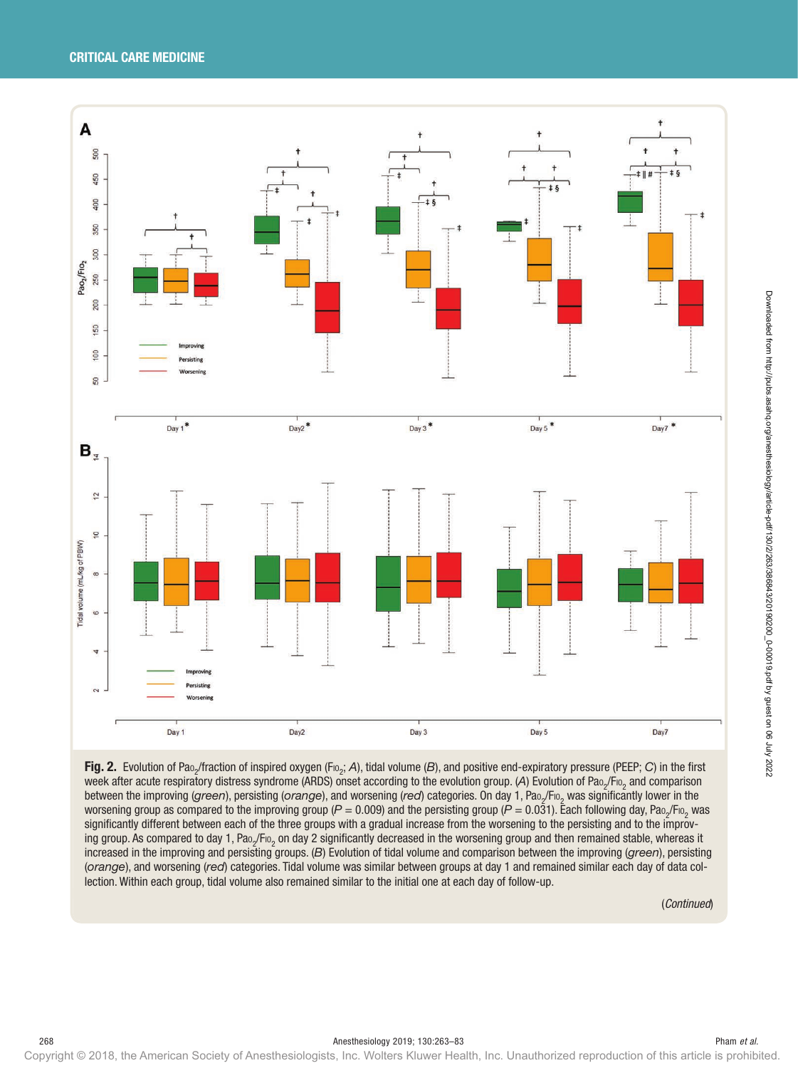A

$Pao_2/Fio_2$

500
450
400
350
300
250
200
150
100
50

Improving
Persisting
Worsening

Day 1 *
Day2 *
Day 3 *
Day 5 *
Day7 *

B

Tidal volume (mL/kg of PBW)

14
12
10
8
6
4
2

Improving
Persisting
Worsening

Day 1
Day2
Day 3
Day 5
Day7

**Fig. 2.** Evolution of $Pao_2$/fraction of inspired oxygen ($Fio_2$; *A*), tidal volume (*B*), and positive end-expiratory pressure (PEEP; *C*) in the first week after acute respiratory distress syndrome (ARDS) onset according to the evolution group. (*A*) Evolution of $Pao_2/Fio_2$ and comparison between the improving (*green*), persisting (*orange*), and worsening (*red*) categories. On day 1, $Pao_2/Fio_2$ was significantly lower in the worsening group as compared to the improving group ($P = 0.009$) and the persisting group ($P = 0.031$). Each following day, $Pao_2/Fio_2$ was significantly different between each of the three groups with a gradual increase from the worsening to the persisting and to the improving group. As compared to day 1, $Pao_2/Fio_2$ on day 2 significantly decreased in the worsening group and then remained stable, whereas it increased in the improving and persisting groups. (*B*) Evolution of tidal volume and comparison between the improving (*green*), persisting (*orange*), and worsening (*red*) categories. Tidal volume was similar between groups at day 1 and remained similar each day of data collection. Within each group, tidal volume also remained similar to the initial one at each day of follow-up.

(*Continued*)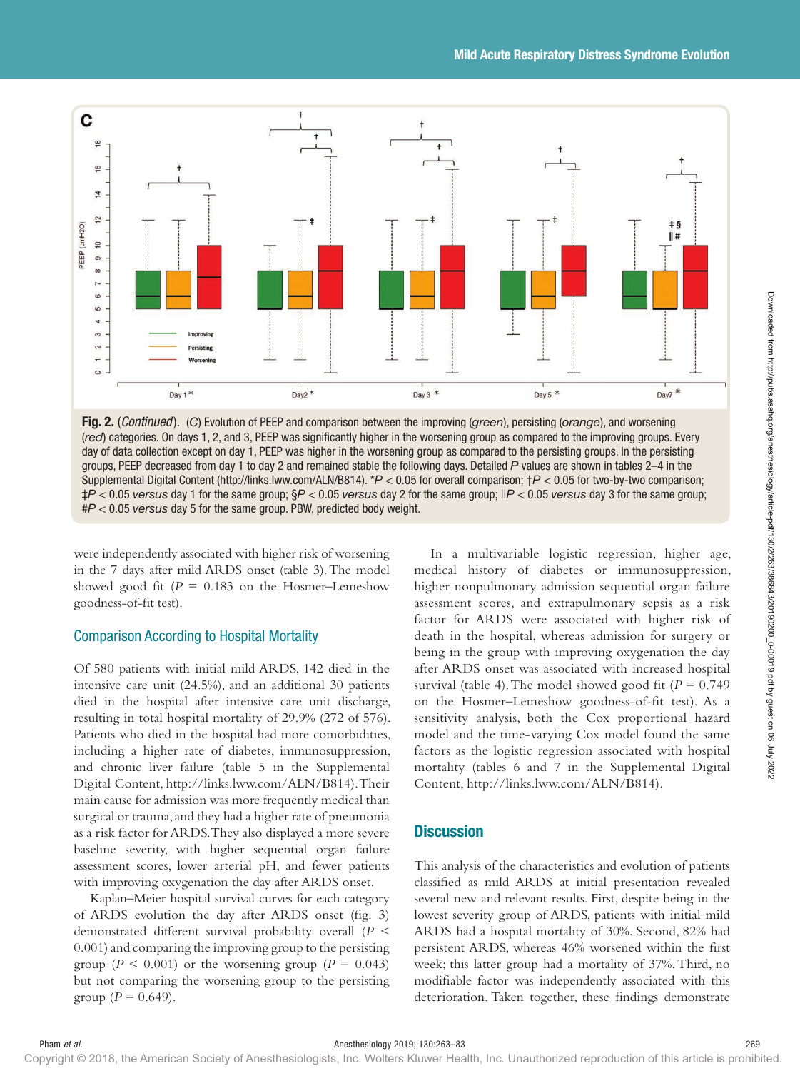**Fig. 2.** (*Continued*). (*C*) Evolution of PEEP and comparison between the improving (*green*), persisting (*orange*), and worsening (*red*) categories. On days 1, 2, and 3, PEEP was significantly higher in the worsening group as compared to the improving groups. Every day of data collection except on day 1, PEEP was higher in the worsening group as compared to the persisting groups. In the persisting groups, PEEP decreased from day 1 to day 2 and remained stable the following days. Detailed *P* values are shown in tables 2–4 in the Supplemental Digital Content (http://links.lww.com/ALN/B814). *$P < 0.05$ for overall comparison; †$P < 0.05$ for two-by-two comparison; ‡$P < 0.05$ *versus* day 1 for the same group; §$P < 0.05$ *versus* day 2 for the same group; ||$P < 0.05$ *versus* day 3 for the same group; #$P < 0.05$ *versus* day 5 for the same group. PBW, predicted body weight.

were independently associated with higher risk of worsening in the 7 days after mild ARDS onset (table 3). The model showed good fit ($P = 0.183$ on the Hosmer–Lemeshow goodness-of-fit test).

### Comparison According to Hospital Mortality

Of 580 patients with initial mild ARDS, 142 died in the intensive care unit (24.5%), and an additional 30 patients died in the hospital after intensive care unit discharge, resulting in total hospital mortality of 29.9% (272 of 576). Patients who died in the hospital had more comorbidities, including a higher rate of diabetes, immunosuppression, and chronic liver failure (table 5 in the Supplemental Digital Content, http://links.lww.com/ALN/B814). Their main cause for admission was more frequently medical than surgical or trauma, and they had a higher rate of pneumonia as a risk factor for ARDS. They also displayed a more severe baseline severity, with higher sequential organ failure assessment scores, lower arterial pH, and fewer patients with improving oxygenation the day after ARDS onset.

Kaplan–Meier hospital survival curves for each category of ARDS evolution the day after ARDS onset (fig. 3) demonstrated different survival probability overall ($P < 0.001$) and comparing the improving group to the persisting group ($P < 0.001$) or the worsening group ($P = 0.043$) but not comparing the worsening group to the persisting group ($P = 0.649$).

In a multivariable logistic regression, higher age, medical history of diabetes or immunosuppression, higher nonpulmonary admission sequential organ failure assessment scores, and extrapulmonary sepsis as a risk factor for ARDS were associated with higher risk of death in the hospital, whereas admission for surgery or being in the group with improving oxygenation the day after ARDS onset was associated with increased hospital survival (table 4). The model showed good fit ($P = 0.749$ on the Hosmer–Lemeshow goodness-of-fit test). As a sensitivity analysis, both the Cox proportional hazard model and the time-varying Cox model found the same factors as the logistic regression associated with hospital mortality (tables 6 and 7 in the Supplemental Digital Content, http://links.lww.com/ALN/B814).

## Discussion

This analysis of the characteristics and evolution of patients classified as mild ARDS at initial presentation revealed several new and relevant results. First, despite being in the lowest severity group of ARDS, patients with initial mild ARDS had a hospital mortality of 30%. Second, 82% had persistent ARDS, whereas 46% worsened within the first week; this latter group had a mortality of 37%. Third, no modifiable factor was independently associated with this deterioration. Taken together, these findings demonstrate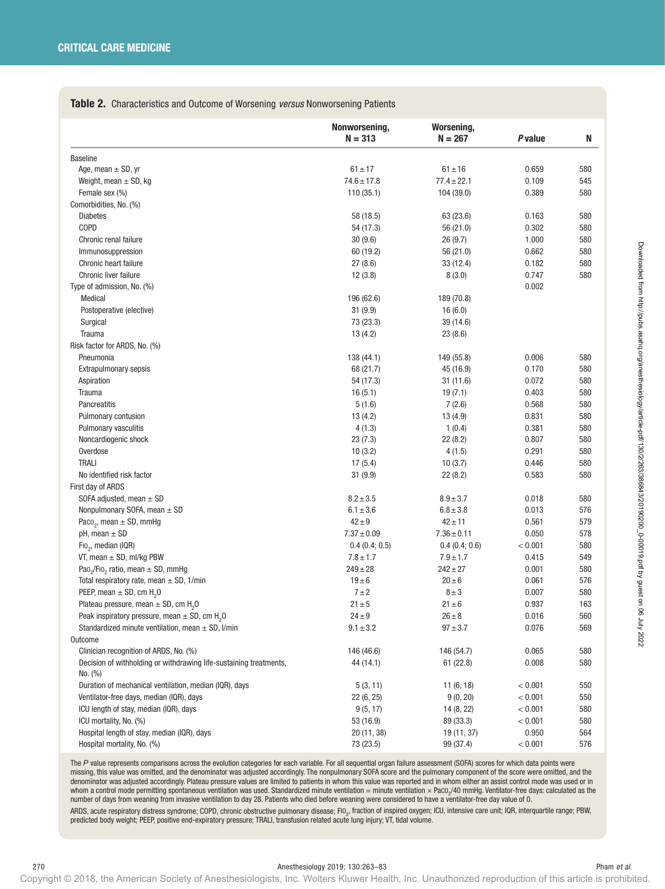**Table 2.** Characteristics and Outcome of Worsening *versus* Nonworsening Patients

| | Nonworsening, N = 313 | Worsening, N = 267 | *P* value | N |
|---|---|---|---|---|
| Baseline | | | | |
| Age, mean ± SD, yr | 61 ± 17 | 61 ± 16 | 0.659 | 580 |
| Weight, mean ± SD, kg | 74.6 ± 17.8 | 77.4 ± 22.1 | 0.109 | 545 |
| Female sex (%) | 110 (35.1) | 104 (39.0) | 0.389 | 580 |
| Comorbidities, No. (%) | | | | |
| Diabetes | 58 (18.5) | 63 (23.6) | 0.163 | 580 |
| COPD | 54 (17.3) | 56 (21.0) | 0.302 | 580 |
| Chronic renal failure | 30 (9.6) | 26 (9.7) | 1.000 | 580 |
| Immunosuppression | 60 (19.2) | 56 (21.0) | 0.662 | 580 |
| Chronic heart failure | 27 (8.6) | 33 (12.4) | 0.182 | 580 |
| Chronic liver failure | 12 (3.8) | 8 (3.0) | 0.747 | 580 |
| Type of admission, No. (%) | | | 0.002 | |
| Medical | 196 (62.6) | 189 (70.8) | | |
| Postoperative (elective) | 31 (9.9) | 16 (6.0) | | |
| Surgical | 73 (23.3) | 39 (14.6) | | |
| Trauma | 13 (4.2) | 23 (8.6) | | |
| Risk factor for ARDS, No. (%) | | | | |
| Pneumonia | 138 (44.1) | 149 (55.8) | 0.006 | 580 |
| Extrapulmonary sepsis | 68 (21.7) | 45 (16.9) | 0.170 | 580 |
| Aspiration | 54 (17.3) | 31 (11.6) | 0.072 | 580 |
| Trauma | 16 (5.1) | 19 (7.1) | 0.403 | 580 |
| Pancreatitis | 5 (1.6) | 7 (2.6) | 0.568 | 580 |
| Pulmonary contusion | 13 (4.2) | 13 (4.9) | 0.831 | 580 |
| Pulmonary vasculitis | 4 (1.3) | 1 (0.4) | 0.381 | 580 |
| Noncardiogenic shock | 23 (7.3) | 22 (8.2) | 0.807 | 580 |
| Overdose | 10 (3.2) | 4 (1.5) | 0.291 | 580 |
| TRALI | 17 (5.4) | 10 (3.7) | 0.446 | 580 |
| No identified risk factor | 31 (9.9) | 22 (8.2) | 0.583 | 580 |
| First day of ARDS | | | | |
| SOFA adjusted, mean ± SD | 8.2 ± 3.5 | 8.9 ± 3.7 | 0.018 | 580 |
| Nonpulmonary SOFA, mean ± SD | 6.1 ± 3.6 | 6.8 ± 3.8 | 0.013 | 576 |
| $Paco_2$, mean ± SD, mmHg | 42 ± 9 | 42 ± 11 | 0.561 | 579 |
| pH, mean ± SD | 7.37 ± 0.09 | 7.36 ± 0.11 | 0.050 | 578 |
| $Fio_2$, median (IQR) | 0.4 (0.4; 0.5) | 0.4 (0.4; 0.6) | < 0.001 | 580 |
| VT, mean ± SD, ml/kg PBW | 7.8 ± 1.7 | 7.9 ± 1.7 | 0.415 | 549 |
| $Pao_2/Fio_2$ ratio, mean ± SD, mmHg | 249 ± 28 | 242 ± 27 | 0.001 | 580 |
| Total respiratory rate, mean ± SD, 1/min | 19 ± 6 | 20 ± 6 | 0.061 | 576 |
| PEEP, mean ± SD, cm $H_2O$ | 7 ± 2 | 8 ± 3 | 0.007 | 580 |
| Plateau pressure, mean ± SD, cm $H_2O$ | 21 ± 5 | 21 ± 6 | 0.937 | 163 |
| Peak inspiratory pressure, mean ± SD, cm $H_2O$ | 24 ± 9 | 26 ± 8 | 0.016 | 560 |
| Standardized minute ventilation, mean ± SD, l/min | 9.1 ± 3.2 | 97 ± 3.7 | 0.076 | 569 |
| Outcome | | | | |
| Clinician recognition of ARDS, No. (%) | 146 (46.6) | 146 (54.7) | 0.065 | 580 |
| Decision of withholding or withdrawing life-sustaining treatments, No. (%) | 44 (14.1) | 61 (22.8) | 0.008 | 580 |
| Duration of mechanical ventilation, median (IQR), days | 5 (3, 11) | 11 (6, 18) | < 0.001 | 550 |
| Ventilator-free days, median (IQR), days | 22 (6, 25) | 9 (0, 20) | < 0.001 | 550 |
| ICU length of stay, median (IQR), days | 9 (5, 17) | 14 (8, 22) | < 0.001 | 580 |
| ICU mortality, No. (%) | 53 (16.9) | 89 (33.3) | < 0.001 | 580 |
| Hospital length of stay, median (IQR), days | 20 (11, 38) | 19 (11, 37) | 0.950 | 564 |
| Hospital mortality, No. (%) | 73 (23.5) | 99 (37.4) | < 0.001 | 576 |

The *P* value represents comparisons across the evolution categories for each variable. For all sequential organ failure assessment (SOFA) scores for which data points were missing, this value was omitted, and the denominator was adjusted accordingly. The nonpulmonary SOFA score and the pulmonary component of the score were omitted, and the denominator was adjusted accordingly. Plateau pressure values are limited to patients in whom this value was reported and in whom either an assist control mode was used or in whom a control mode permitting spontaneous ventilation was used. Standardized minute ventilation = minute ventilation × $Paco_2$/40 mmHg. Ventilator-free days: calculated as the number of days from weaning from invasive ventilation to day 28. Patients who died before weaning were considered to have a ventilator-free day value of 0.

ARDS, acute respiratory distress syndrome; COPD, chronic obstructive pulmonary disease; $Fio_2$, fraction of inspired oxygen; ICU, intensive care unit; IQR, interquartile range; PBW, predicted body weight; PEEP, positive end-expiratory pressure; TRALI, transfusion related acute lung injury; VT, tidal volume.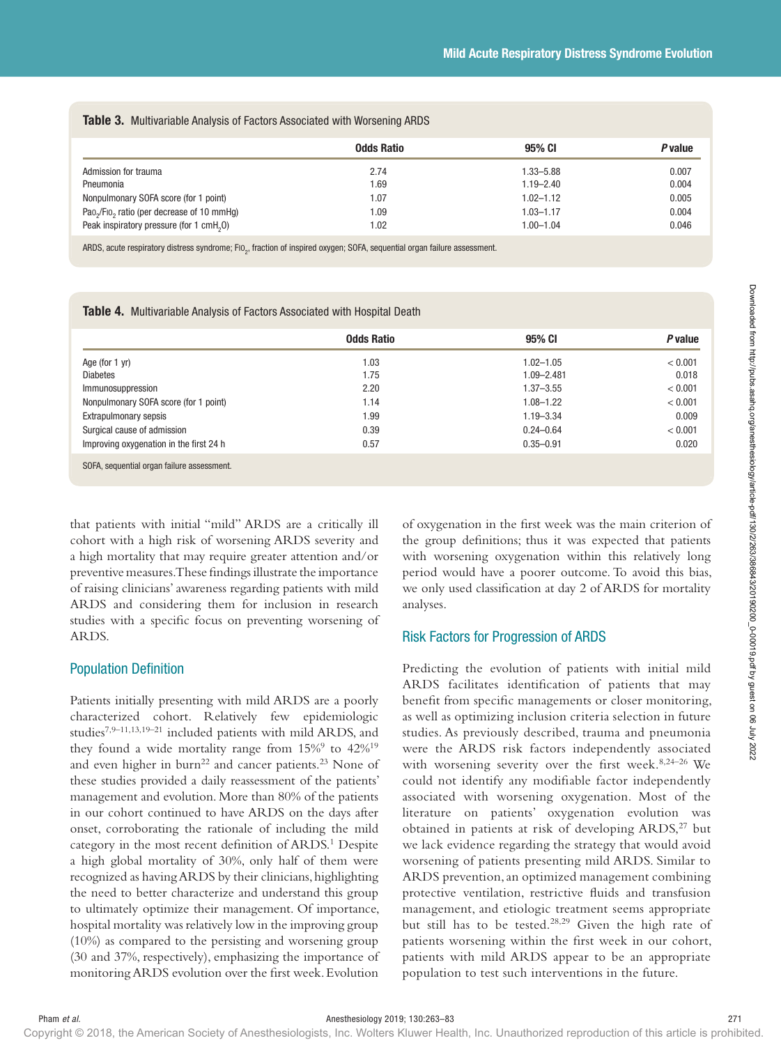**Table 3.** Multivariable Analysis of Factors Associated with Worsening ARDS

| | Odds Ratio | 95% CI | *P* value |
|---|---|---|---|
| Admission for trauma | 2.74 | 1.33–5.88 | 0.007 |
| Pneumonia | 1.69 | 1.19–2.40 | 0.004 |
| Nonpulmonary SOFA score (for 1 point) | 1.07 | 1.02–1.12 | 0.005 |
| $PaO_2/FIO_2$ ratio (per decrease of 10 mmHg) | 1.09 | 1.03–1.17 | 0.004 |
| Peak inspiratory pressure (for 1 $cmH_2O$) | 1.02 | 1.00–1.04 | 0.046 |

ARDS, acute respiratory distress syndrome; $FIO_2$, fraction of inspired oxygen; SOFA, sequential organ failure assessment.

**Table 4.** Multivariable Analysis of Factors Associated with Hospital Death

| | Odds Ratio | 95% CI | *P* value |
|---|---|---|---|
| Age (for 1 yr) | 1.03 | 1.02–1.05 | < 0.001 |
| Diabetes | 1.75 | 1.09–2.481 | 0.018 |
| Immunosuppression | 2.20 | 1.37–3.55 | < 0.001 |
| Nonpulmonary SOFA score (for 1 point) | 1.14 | 1.08–1.22 | < 0.001 |
| Extrapulmonary sepsis | 1.99 | 1.19–3.34 | 0.009 |
| Surgical cause of admission | 0.39 | 0.24–0.64 | < 0.001 |
| Improving oxygenation in the first 24 h | 0.57 | 0.35–0.91 | 0.020 |

SOFA, sequential organ failure assessment.

that patients with initial "mild" ARDS are a critically ill cohort with a high risk of worsening ARDS severity and a high mortality that may require greater attention and/or preventive measures. These findings illustrate the importance of raising clinicians' awareness regarding patients with mild ARDS and considering them for inclusion in research studies with a specific focus on preventing worsening of ARDS.

## Population Definition

Patients initially presenting with mild ARDS are a poorly characterized cohort. Relatively few epidemiologic studies[7,9–11,13,19–21] included patients with mild ARDS, and they found a wide mortality range from 15%[9] to 42%[19] and even higher in burn[22] and cancer patients.[23] None of these studies provided a daily reassessment of the patients' management and evolution. More than 80% of the patients in our cohort continued to have ARDS on the days after onset, corroborating the rationale of including the mild category in the most recent definition of ARDS.[1] Despite a high global mortality of 30%, only half of them were recognized as having ARDS by their clinicians, highlighting the need to better characterize and understand this group to ultimately optimize their management. Of importance, hospital mortality was relatively low in the improving group (10%) as compared to the persisting and worsening group (30 and 37%, respectively), emphasizing the importance of monitoring ARDS evolution over the first week. Evolution of oxygenation in the first week was the main criterion of the group definitions; thus it was expected that patients with worsening oxygenation within this relatively long period would have a poorer outcome. To avoid this bias, we only used classification at day 2 of ARDS for mortality analyses.

## Risk Factors for Progression of ARDS

Predicting the evolution of patients with initial mild ARDS facilitates identification of patients that may benefit from specific managements or closer monitoring, as well as optimizing inclusion criteria selection in future studies. As previously described, trauma and pneumonia were the ARDS risk factors independently associated with worsening severity over the first week.[8,24–26] We could not identify any modifiable factor independently associated with worsening oxygenation. Most of the literature on patients' oxygenation evolution was obtained in patients at risk of developing ARDS,[27] but we lack evidence regarding the strategy that would avoid worsening of patients presenting mild ARDS. Similar to ARDS prevention, an optimized management combining protective ventilation, restrictive fluids and transfusion management, and etiologic treatment seems appropriate but still has to be tested.[28,29] Given the high rate of patients worsening within the first week in our cohort, patients with mild ARDS appear to be an appropriate population to test such interventions in the future.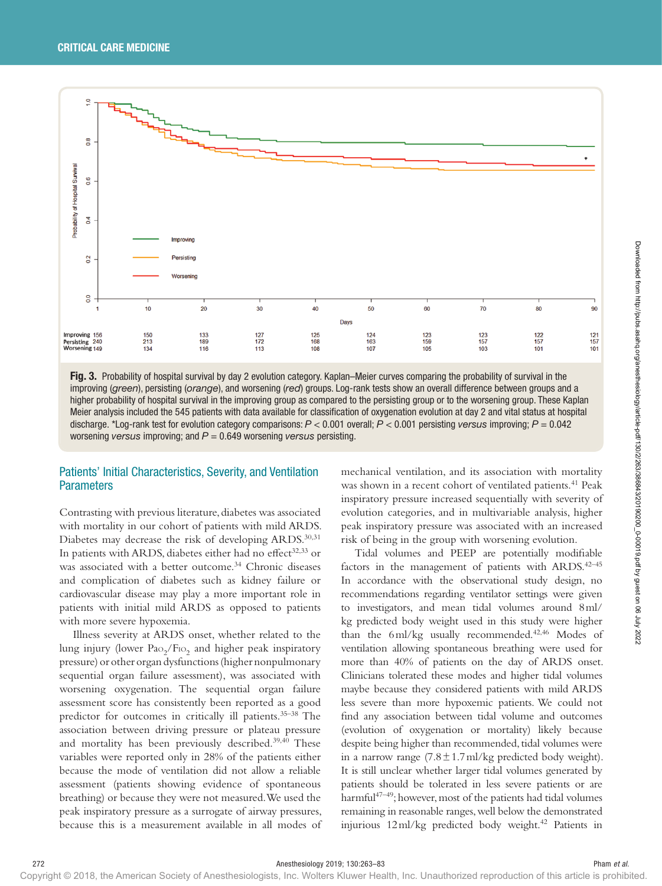Probability of Hospital Survival

1.0
0.8
0.6
0.4
0.2
0.0

Improving
Persisting
Worsening

*

1 10 20 30 40 50 60 70 80 90

Days

Improving 156 150 133 127 125 124 123 123 122 121
Persisting 240 213 189 172 168 163 159 157 157 157
Worsening 149 134 116 113 108 107 105 103 101 101

**Fig. 3.** Probability of hospital survival by day 2 evolution category. Kaplan–Meier curves comparing the probability of survival in the improving (*green*), persisting (*orange*), and worsening (*red*) groups. Log-rank tests show an overall difference between groups and a higher probability of hospital survival in the improving group as compared to the persisting group or to the worsening group. These Kaplan Meier analysis included the 545 patients with data available for classification of oxygenation evolution at day 2 and vital status at hospital discharge. *Log-rank test for evolution category comparisons: $P < 0.001$ overall; $P < 0.001$ persisting *versus* improving; $P = 0.042$ worsening *versus* improving; and $P = 0.649$ worsening *versus* persisting.

## Patients' Initial Characteristics, Severity, and Ventilation Parameters

Contrasting with previous literature, diabetes was associated with mortality in our cohort of patients with mild ARDS. Diabetes may decrease the risk of developing ARDS.[30,31] In patients with ARDS, diabetes either had no effect[32,33] or was associated with a better outcome.[34] Chronic diseases and complication of diabetes such as kidney failure or cardiovascular disease may play a more important role in patients with initial mild ARDS as opposed to patients with more severe hypoxemia.

Illness severity at ARDS onset, whether related to the lung injury (lower $Pa_{O_2}/F_{IO_2}$ and higher peak inspiratory pressure) or other organ dysfunctions (higher nonpulmonary sequential organ failure assessment), was associated with worsening oxygenation. The sequential organ failure assessment score has consistently been reported as a good predictor for outcomes in critically ill patients.[35–38] The association between driving pressure or plateau pressure and mortality has been previously described.[39,40] These variables were reported only in 28% of the patients either because the mode of ventilation did not allow a reliable assessment (patients showing evidence of spontaneous breathing) or because they were not measured. We used the peak inspiratory pressure as a surrogate of airway pressures, because this is a measurement available in all modes of mechanical ventilation, and its association with mortality was shown in a recent cohort of ventilated patients.[41] Peak inspiratory pressure increased sequentially with severity of evolution categories, and in multivariable analysis, higher peak inspiratory pressure was associated with an increased risk of being in the group with worsening evolution.

Tidal volumes and PEEP are potentially modifiable factors in the management of patients with ARDS.[42–45] In accordance with the observational study design, no recommendations regarding ventilator settings were given to investigators, and mean tidal volumes around 8 ml/kg predicted body weight used in this study were higher than the 6 ml/kg usually recommended.[42,46] Modes of ventilation allowing spontaneous breathing were used for more than 40% of patients on the day of ARDS onset. Clinicians tolerated these modes and higher tidal volumes maybe because they considered patients with mild ARDS less severe than more hypoxemic patients. We could not find any association between tidal volume and outcomes (evolution of oxygenation or mortality) likely because despite being higher than recommended, tidal volumes were in a narrow range (7.8 ± 1.7 ml/kg predicted body weight). It is still unclear whether larger tidal volumes generated by patients should be tolerated in less severe patients or are harmful[47–49]; however, most of the patients had tidal volumes remaining in reasonable ranges, well below the demonstrated injurious 12 ml/kg predicted body weight.[42] Patients in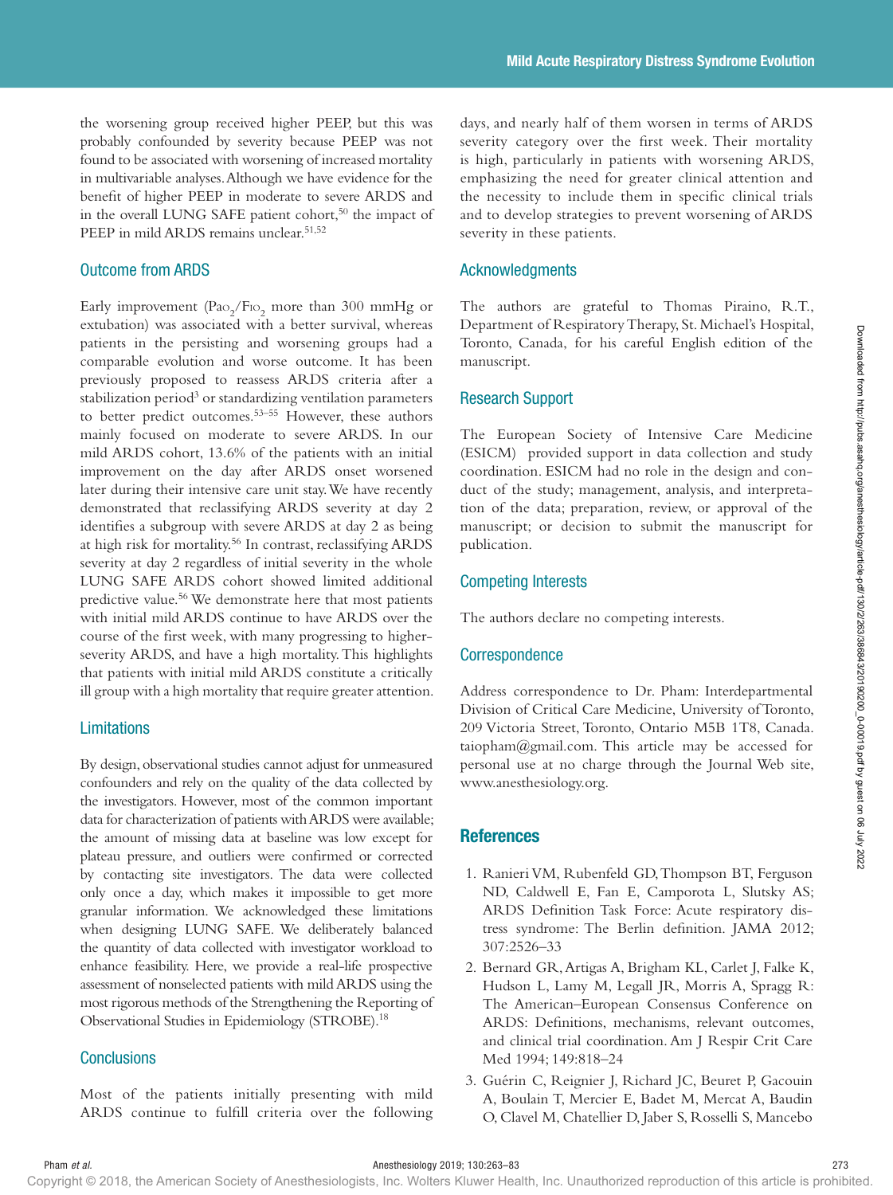the worsening group received higher PEEP, but this was probably confounded by severity because PEEP was not found to be associated with worsening of increased mortality in multivariable analyses. Although we have evidence for the benefit of higher PEEP in moderate to severe ARDS and in the overall LUNG SAFE patient cohort,[50] the impact of PEEP in mild ARDS remains unclear.[51,52]

## Outcome from ARDS

Early improvement ($Pa_{O_2}/FI_{O_2}$ more than 300 mmHg or extubation) was associated with a better survival, whereas patients in the persisting and worsening groups had a comparable evolution and worse outcome. It has been previously proposed to reassess ARDS criteria after a stabilization period[3] or standardizing ventilation parameters to better predict outcomes.[53–55] However, these authors mainly focused on moderate to severe ARDS. In our mild ARDS cohort, 13.6% of the patients with an initial improvement on the day after ARDS onset worsened later during their intensive care unit stay. We have recently demonstrated that reclassifying ARDS severity at day 2 identifies a subgroup with severe ARDS at day 2 as being at high risk for mortality.[56] In contrast, reclassifying ARDS severity at day 2 regardless of initial severity in the whole LUNG SAFE ARDS cohort showed limited additional predictive value.[56] We demonstrate here that most patients with initial mild ARDS continue to have ARDS over the course of the first week, with many progressing to higher-severity ARDS, and have a high mortality. This highlights that patients with initial mild ARDS constitute a critically ill group with a high mortality that require greater attention.

## Limitations

By design, observational studies cannot adjust for unmeasured confounders and rely on the quality of the data collected by the investigators. However, most of the common important data for characterization of patients with ARDS were available; the amount of missing data at baseline was low except for plateau pressure, and outliers were confirmed or corrected by contacting site investigators. The data were collected only once a day, which makes it impossible to get more granular information. We acknowledged these limitations when designing LUNG SAFE. We deliberately balanced the quantity of data collected with investigator workload to enhance feasibility. Here, we provide a real-life prospective assessment of nonselected patients with mild ARDS using the most rigorous methods of the Strengthening the Reporting of Observational Studies in Epidemiology (STROBE).[18]

## Conclusions

Most of the patients initially presenting with mild ARDS continue to fulfill criteria over the following days, and nearly half of them worsen in terms of ARDS severity category over the first week. Their mortality is high, particularly in patients with worsening ARDS, emphasizing the need for greater clinical attention and the necessity to include them in specific clinical trials and to develop strategies to prevent worsening of ARDS severity in these patients.

## Acknowledgments

The authors are grateful to Thomas Piraino, R.T., Department of Respiratory Therapy, St. Michael's Hospital, Toronto, Canada, for his careful English edition of the manuscript.

## Research Support

The European Society of Intensive Care Medicine (ESICM) provided support in data collection and study coordination. ESICM had no role in the design and conduct of the study; management, analysis, and interpretation of the data; preparation, review, or approval of the manuscript; or decision to submit the manuscript for publication.

## Competing Interests

The authors declare no competing interests.

## Correspondence

Address correspondence to Dr. Pham: Interdepartmental Division of Critical Care Medicine, University of Toronto, 209 Victoria Street, Toronto, Ontario M5B 1T8, Canada. taiopham@gmail.com. This article may be accessed for personal use at no charge through the Journal Web site, www.anesthesiology.org.

## References

1. Ranieri VM, Rubenfeld GD, Thompson BT, Ferguson ND, Caldwell E, Fan E, Camporota L, Slutsky AS; ARDS Definition Task Force: Acute respiratory distress syndrome: The Berlin definition. JAMA 2012; 307:2526–33
2. Bernard GR, Artigas A, Brigham KL, Carlet J, Falke K, Hudson L, Lamy M, Legall JR, Morris A, Spragg R: The American–European Consensus Conference on ARDS: Definitions, mechanisms, relevant outcomes, and clinical trial coordination. Am J Respir Crit Care Med 1994; 149:818–24
3. Guérin C, Reignier J, Richard JC, Beuret P, Gacouin A, Boulain T, Mercier E, Badet M, Mercat A, Baudin O, Clavel M, Chatellier D, Jaber S, Rosselli S, Mancebo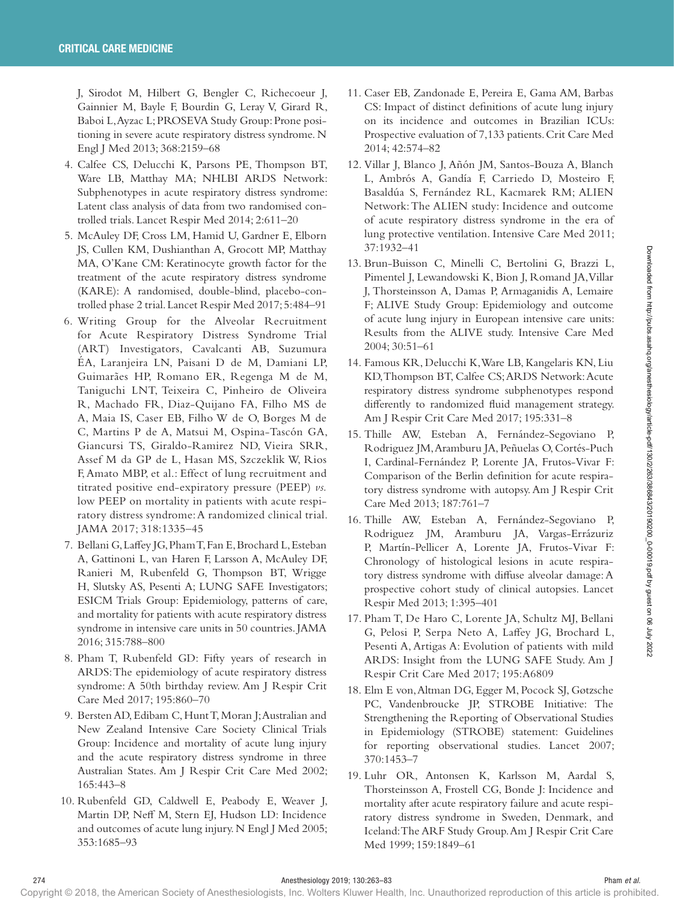J, Sirodot M, Hilbert G, Bengler C, Richecoeur J, Gainnier M, Bayle F, Bourdin G, Leray V, Girard R, Baboi L, Ayzac L; PROSEVA Study Group: Prone positioning in severe acute respiratory distress syndrome. N Engl J Med 2013; 368:2159–68

4. Calfee CS, Delucchi K, Parsons PE, Thompson BT, Ware LB, Matthay MA; NHLBI ARDS Network: Subphenotypes in acute respiratory distress syndrome: Latent class analysis of data from two randomised controlled trials. Lancet Respir Med 2014; 2:611–20
5. McAuley DF, Cross LM, Hamid U, Gardner E, Elborn JS, Cullen KM, Dushianthan A, Grocott MP, Matthay MA, O'Kane CM: Keratinocyte growth factor for the treatment of the acute respiratory distress syndrome (KARE): A randomised, double-blind, placebo-controlled phase 2 trial. Lancet Respir Med 2017; 5:484–91
6. Writing Group for the Alveolar Recruitment for Acute Respiratory Distress Syndrome Trial (ART) Investigators, Cavalcanti AB, Suzumura ÉA, Laranjeira LN, Paisani D de M, Damiani LP, Guimarães HP, Romano ER, Regenga M de M, Taniguchi LNT, Teixeira C, Pinheiro de Oliveira R, Machado FR, Diaz-Quijano FA, Filho MS de A, Maia IS, Caser EB, Filho W de O, Borges M de C, Martins P de A, Matsui M, Ospina-Tascón GA, Giancursi TS, Giraldo-Ramirez ND, Vieira SRR, Assef M da GP de L, Hasan MS, Szczeklik W, Rios F, Amato MBP, et al.: Effect of lung recruitment and titrated positive end-expiratory pressure (PEEP) *vs.* low PEEP on mortality in patients with acute respiratory distress syndrome: A randomized clinical trial. JAMA 2017; 318:1335–45
7. Bellani G, Laffey JG, Pham T, Fan E, Brochard L, Esteban A, Gattinoni L, van Haren F, Larsson A, McAuley DF, Ranieri M, Rubenfeld G, Thompson BT, Wrigge H, Slutsky AS, Pesenti A; LUNG SAFE Investigators; ESICM Trials Group: Epidemiology, patterns of care, and mortality for patients with acute respiratory distress syndrome in intensive care units in 50 countries. JAMA 2016; 315:788–800
8. Pham T, Rubenfeld GD: Fifty years of research in ARDS: The epidemiology of acute respiratory distress syndrome: A 50th birthday review. Am J Respir Crit Care Med 2017; 195:860–70
9. Bersten AD, Edibam C, Hunt T, Moran J; Australian and New Zealand Intensive Care Society Clinical Trials Group: Incidence and mortality of acute lung injury and the acute respiratory distress syndrome in three Australian States. Am J Respir Crit Care Med 2002; 165:443–8
10. Rubenfeld GD, Caldwell E, Peabody E, Weaver J, Martin DP, Neff M, Stern EJ, Hudson LD: Incidence and outcomes of acute lung injury. N Engl J Med 2005; 353:1685–93
11. Caser EB, Zandonade E, Pereira E, Gama AM, Barbas CS: Impact of distinct definitions of acute lung injury on its incidence and outcomes in Brazilian ICUs: Prospective evaluation of 7,133 patients. Crit Care Med 2014; 42:574–82
12. Villar J, Blanco J, Añón JM, Santos-Bouza A, Blanch L, Ambrós A, Gandía F, Carriedo D, Mosteiro F, Basaldúa S, Fernández RL, Kacmarek RM; ALIEN Network: The ALIEN study: Incidence and outcome of acute respiratory distress syndrome in the era of lung protective ventilation. Intensive Care Med 2011; 37:1932–41
13. Brun-Buisson C, Minelli C, Bertolini G, Brazzi L, Pimentel J, Lewandowski K, Bion J, Romand JA, Villar J, Thorsteinsson A, Damas P, Armaganidis A, Lemaire F; ALIVE Study Group: Epidemiology and outcome of acute lung injury in European intensive care units: Results from the ALIVE study. Intensive Care Med 2004; 30:51–61
14. Famous KR, Delucchi K, Ware LB, Kangelaris KN, Liu KD, Thompson BT, Calfee CS; ARDS Network: Acute respiratory distress syndrome subphenotypes respond differently to randomized fluid management strategy. Am J Respir Crit Care Med 2017; 195:331–8
15. Thille AW, Esteban A, Fernández-Segoviano P, Rodriguez JM, Aramburu JA, Peñuelas O, Cortés-Puch I, Cardinal-Fernández P, Lorente JA, Frutos-Vivar F: Comparison of the Berlin definition for acute respiratory distress syndrome with autopsy. Am J Respir Crit Care Med 2013; 187:761–7
16. Thille AW, Esteban A, Fernández-Segoviano P, Rodriguez JM, Aramburu JA, Vargas-Errázuriz P, Martín-Pellicer A, Lorente JA, Frutos-Vivar F: Chronology of histological lesions in acute respiratory distress syndrome with diffuse alveolar damage: A prospective cohort study of clinical autopsies. Lancet Respir Med 2013; 1:395–401
17. Pham T, De Haro C, Lorente JA, Schultz MJ, Bellani G, Pelosi P, Serpa Neto A, Laffey JG, Brochard L, Pesenti A, Artigas A: Evolution of patients with mild ARDS: Insight from the LUNG SAFE Study. Am J Respir Crit Care Med 2017; 195:A6809
18. Elm E von, Altman DG, Egger M, Pocock SJ, Gøtzsche PC, Vandenbroucke JP, STROBE Initiative: The Strengthening the Reporting of Observational Studies in Epidemiology (STROBE) statement: Guidelines for reporting observational studies. Lancet 2007; 370:1453–7
19. Luhr OR, Antonsen K, Karlsson M, Aardal S, Thorsteinsson A, Frostell CG, Bonde J: Incidence and mortality after acute respiratory failure and acute respiratory distress syndrome in Sweden, Denmark, and Iceland: The ARF Study Group. Am J Respir Crit Care Med 1999; 159:1849–61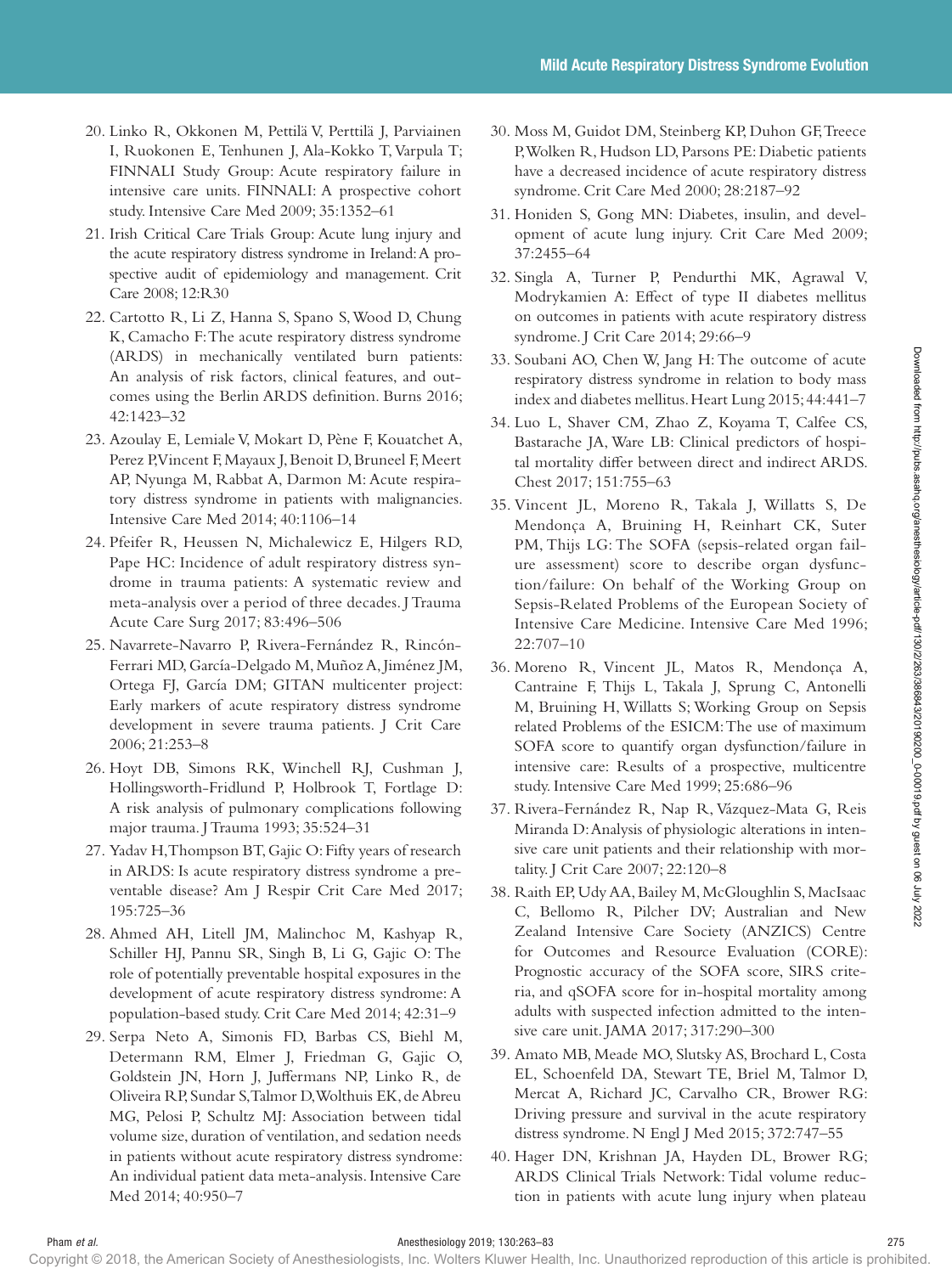20. Linko R, Okkonen M, Pettilä V, Perttilä J, Parviainen I, Ruokonen E, Tenhunen J, Ala-Kokko T, Varpula T; FINNALI Study Group: Acute respiratory failure in intensive care units. FINNALI: A prospective cohort study. Intensive Care Med 2009; 35:1352–61

21. Irish Critical Care Trials Group: Acute lung injury and the acute respiratory distress syndrome in Ireland: A prospective audit of epidemiology and management. Crit Care 2008; 12:R30

22. Cartotto R, Li Z, Hanna S, Spano S, Wood D, Chung K, Camacho F: The acute respiratory distress syndrome (ARDS) in mechanically ventilated burn patients: An analysis of risk factors, clinical features, and outcomes using the Berlin ARDS definition. Burns 2016; 42:1423–32

23. Azoulay E, Lemiale V, Mokart D, Pène F, Kouatchet A, Perez P, Vincent F, Mayaux J, Benoit D, Bruneel F, Meert AP, Nyunga M, Rabbat A, Darmon M: Acute respiratory distress syndrome in patients with malignancies. Intensive Care Med 2014; 40:1106–14

24. Pfeifer R, Heussen N, Michalewicz E, Hilgers RD, Pape HC: Incidence of adult respiratory distress syndrome in trauma patients: A systematic review and meta-analysis over a period of three decades. J Trauma Acute Care Surg 2017; 83:496–506

25. Navarrete-Navarro P, Rivera-Fernández R, Rincón-Ferrari MD, García-Delgado M, Muñoz A, Jiménez JM, Ortega FJ, García DM; GITAN multicenter project: Early markers of acute respiratory distress syndrome development in severe trauma patients. J Crit Care 2006; 21:253–8

26. Hoyt DB, Simons RK, Winchell RJ, Cushman J, Hollingsworth-Fridlund P, Holbrook T, Fortlage D: A risk analysis of pulmonary complications following major trauma. J Trauma 1993; 35:524–31

27. Yadav H, Thompson BT, Gajic O: Fifty years of research in ARDS: Is acute respiratory distress syndrome a preventable disease? Am J Respir Crit Care Med 2017; 195:725–36

28. Ahmed AH, Litell JM, Malinchoc M, Kashyap R, Schiller HJ, Pannu SR, Singh B, Li G, Gajic O: The role of potentially preventable hospital exposures in the development of acute respiratory distress syndrome: A population-based study. Crit Care Med 2014; 42:31–9

29. Serpa Neto A, Simonis FD, Barbas CS, Biehl M, Determann RM, Elmer J, Friedman G, Gajic O, Goldstein JN, Horn J, Juffermans NP, Linko R, de Oliveira RP, Sundar S, Talmor D, Wolthuis EK, de Abreu MG, Pelosi P, Schultz MJ: Association between tidal volume size, duration of ventilation, and sedation needs in patients without acute respiratory distress syndrome: An individual patient data meta-analysis. Intensive Care Med 2014; 40:950–7

30. Moss M, Guidot DM, Steinberg KP, Duhon GF, Treece P, Wolken R, Hudson LD, Parsons PE: Diabetic patients have a decreased incidence of acute respiratory distress syndrome. Crit Care Med 2000; 28:2187–92

31. Honiden S, Gong MN: Diabetes, insulin, and development of acute lung injury. Crit Care Med 2009; 37:2455–64

32. Singla A, Turner P, Pendurthi MK, Agrawal V, Modrykamien A: Effect of type II diabetes mellitus on outcomes in patients with acute respiratory distress syndrome. J Crit Care 2014; 29:66–9

33. Soubani AO, Chen W, Jang H: The outcome of acute respiratory distress syndrome in relation to body mass index and diabetes mellitus. Heart Lung 2015; 44:441–7

34. Luo L, Shaver CM, Zhao Z, Koyama T, Calfee CS, Bastarache JA, Ware LB: Clinical predictors of hospital mortality differ between direct and indirect ARDS. Chest 2017; 151:755–63

35. Vincent JL, Moreno R, Takala J, Willatts S, De Mendonça A, Bruining H, Reinhart CK, Suter PM, Thijs LG: The SOFA (sepsis-related organ failure assessment) score to describe organ dysfunction/failure: On behalf of the Working Group on Sepsis-Related Problems of the European Society of Intensive Care Medicine. Intensive Care Med 1996; 22:707–10

36. Moreno R, Vincent JL, Matos R, Mendonça A, Cantraine F, Thijs L, Takala J, Sprung C, Antonelli M, Bruining H, Willatts S; Working Group on Sepsis related Problems of the ESICM: The use of maximum SOFA score to quantify organ dysfunction/failure in intensive care: Results of a prospective, multicentre study. Intensive Care Med 1999; 25:686–96

37. Rivera-Fernández R, Nap R, Vázquez-Mata G, Reis Miranda D: Analysis of physiologic alterations in intensive care unit patients and their relationship with mortality. J Crit Care 2007; 22:120–8

38. Raith EP, Udy AA, Bailey M, McGloughlin S, MacIsaac C, Bellomo R, Pilcher DV; Australian and New Zealand Intensive Care Society (ANZICS) Centre for Outcomes and Resource Evaluation (CORE): Prognostic accuracy of the SOFA score, SIRS criteria, and qSOFA score for in-hospital mortality among adults with suspected infection admitted to the intensive care unit. JAMA 2017; 317:290–300

39. Amato MB, Meade MO, Slutsky AS, Brochard L, Costa EL, Schoenfeld DA, Stewart TE, Briel M, Talmor D, Mercat A, Richard JC, Carvalho CR, Brower RG: Driving pressure and survival in the acute respiratory distress syndrome. N Engl J Med 2015; 372:747–55

40. Hager DN, Krishnan JA, Hayden DL, Brower RG; ARDS Clinical Trials Network: Tidal volume reduction in patients with acute lung injury when plateau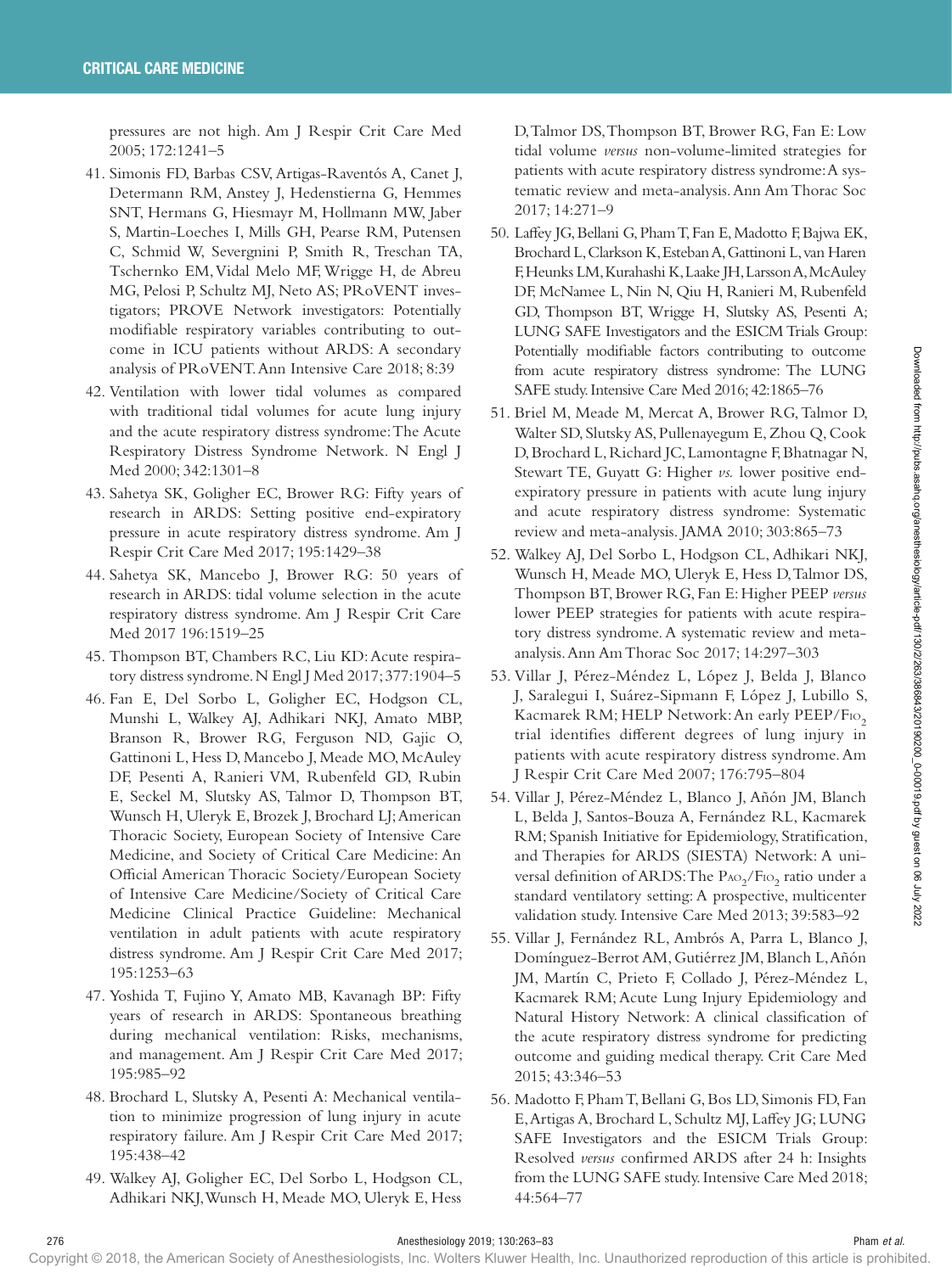pressures are not high. Am J Respir Crit Care Med 2005; 172:1241–5

41. Simonis FD, Barbas CSV, Artigas-Raventós A, Canet J, Determann RM, Anstey J, Hedenstierna G, Hemmes SNT, Hermans G, Hiesmayr M, Hollmann MW, Jaber S, Martin-Loeches I, Mills GH, Pearse RM, Putensen C, Schmid W, Severgnini P, Smith R, Treschan TA, Tschernko EM, Vidal Melo MF, Wrigge H, de Abreu MG, Pelosi P, Schultz MJ, Neto AS; PRoVENT investigators; PROVE Network investigators: Potentially modifiable respiratory variables contributing to outcome in ICU patients without ARDS: A secondary analysis of PRoVENT. Ann Intensive Care 2018; 8:39
42. Ventilation with lower tidal volumes as compared with traditional tidal volumes for acute lung injury and the acute respiratory distress syndrome: The Acute Respiratory Distress Syndrome Network. N Engl J Med 2000; 342:1301–8
43. Sahetya SK, Goligher EC, Brower RG: Fifty years of research in ARDS: Setting positive end-expiratory pressure in acute respiratory distress syndrome. Am J Respir Crit Care Med 2017; 195:1429–38
44. Sahetya SK, Mancebo J, Brower RG: 50 years of research in ARDS: tidal volume selection in the acute respiratory distress syndrome. Am J Respir Crit Care Med 2017 196:1519–25
45. Thompson BT, Chambers RC, Liu KD: Acute respiratory distress syndrome. N Engl J Med 2017; 377:1904–5
46. Fan E, Del Sorbo L, Goligher EC, Hodgson CL, Munshi L, Walkey AJ, Adhikari NKJ, Amato MBP, Branson R, Brower RG, Ferguson ND, Gajic O, Gattinoni L, Hess D, Mancebo J, Meade MO, McAuley DF, Pesenti A, Ranieri VM, Rubenfeld GD, Rubin E, Seckel M, Slutsky AS, Talmor D, Thompson BT, Wunsch H, Uleryk E, Brozek J, Brochard LJ; American Thoracic Society, European Society of Intensive Care Medicine, and Society of Critical Care Medicine: An Official American Thoracic Society/European Society of Intensive Care Medicine/Society of Critical Care Medicine Clinical Practice Guideline: Mechanical ventilation in adult patients with acute respiratory distress syndrome. Am J Respir Crit Care Med 2017; 195:1253–63
47. Yoshida T, Fujino Y, Amato MB, Kavanagh BP: Fifty years of research in ARDS: Spontaneous breathing during mechanical ventilation: Risks, mechanisms, and management. Am J Respir Crit Care Med 2017; 195:985–92
48. Brochard L, Slutsky A, Pesenti A: Mechanical ventilation to minimize progression of lung injury in acute respiratory failure. Am J Respir Crit Care Med 2017; 195:438–42
49. Walkey AJ, Goligher EC, Del Sorbo L, Hodgson CL, Adhikari NKJ, Wunsch H, Meade MO, Uleryk E, Hess D, Talmor DS, Thompson BT, Brower RG, Fan E: Low tidal volume *versus* non-volume-limited strategies for patients with acute respiratory distress syndrome: A systematic review and meta-analysis. Ann Am Thorac Soc 2017; 14:271–9
50. Laffey JG, Bellani G, Pham T, Fan E, Madotto F, Bajwa EK, Brochard L, Clarkson K, Esteban A, Gattinoni L, van Haren F, Heunks LM, Kurahashi K, Laake JH, Larsson A, McAuley DF, McNamee L, Nin N, Qiu H, Ranieri M, Rubenfeld GD, Thompson BT, Wrigge H, Slutsky AS, Pesenti A; LUNG SAFE Investigators and the ESICM Trials Group: Potentially modifiable factors contributing to outcome from acute respiratory distress syndrome: The LUNG SAFE study. Intensive Care Med 2016; 42:1865–76
51. Briel M, Meade M, Mercat A, Brower RG, Talmor D, Walter SD, Slutsky AS, Pullenayegum E, Zhou Q, Cook D, Brochard L, Richard JC, Lamontagne F, Bhatnagar N, Stewart TE, Guyatt G: Higher *vs.* lower positive end-expiratory pressure in patients with acute lung injury and acute respiratory distress syndrome: Systematic review and meta-analysis. JAMA 2010; 303:865–73
52. Walkey AJ, Del Sorbo L, Hodgson CL, Adhikari NKJ, Wunsch H, Meade MO, Uleryk E, Hess D, Talmor DS, Thompson BT, Brower RG, Fan E: Higher PEEP *versus* lower PEEP strategies for patients with acute respiratory distress syndrome. A systematic review and meta-analysis. Ann Am Thorac Soc 2017; 14:297–303
53. Villar J, Pérez-Méndez L, López J, Belda J, Blanco J, Saralegui I, Suárez-Sipmann F, López J, Lubillo S, Kacmarek RM; HELP Network: An early PEEP/$F_{IO_2}$ trial identifies different degrees of lung injury in patients with acute respiratory distress syndrome. Am J Respir Crit Care Med 2007; 176:795–804
54. Villar J, Pérez-Méndez L, Blanco J, Añón JM, Blanch L, Belda J, Santos-Bouza A, Fernández RL, Kacmarek RM; Spanish Initiative for Epidemiology, Stratification, and Therapies for ARDS (SIESTA) Network: A universal definition of ARDS: The $P_{AO_2}/F_{IO_2}$ ratio under a standard ventilatory setting: A prospective, multicenter validation study. Intensive Care Med 2013; 39:583–92
55. Villar J, Fernández RL, Ambrós A, Parra L, Blanco J, Domínguez-Berrot AM, Gutiérrez JM, Blanch L, Añón JM, Martín C, Prieto F, Collado J, Pérez-Méndez L, Kacmarek RM; Acute Lung Injury Epidemiology and Natural History Network: A clinical classification of the acute respiratory distress syndrome for predicting outcome and guiding medical therapy. Crit Care Med 2015; 43:346–53
56. Madotto F, Pham T, Bellani G, Bos LD, Simonis FD, Fan E, Artigas A, Brochard L, Schultz MJ, Laffey JG; LUNG SAFE Investigators and the ESICM Trials Group: Resolved *versus* confirmed ARDS after 24 h: Insights from the LUNG SAFE study. Intensive Care Med 2018; 44:564–77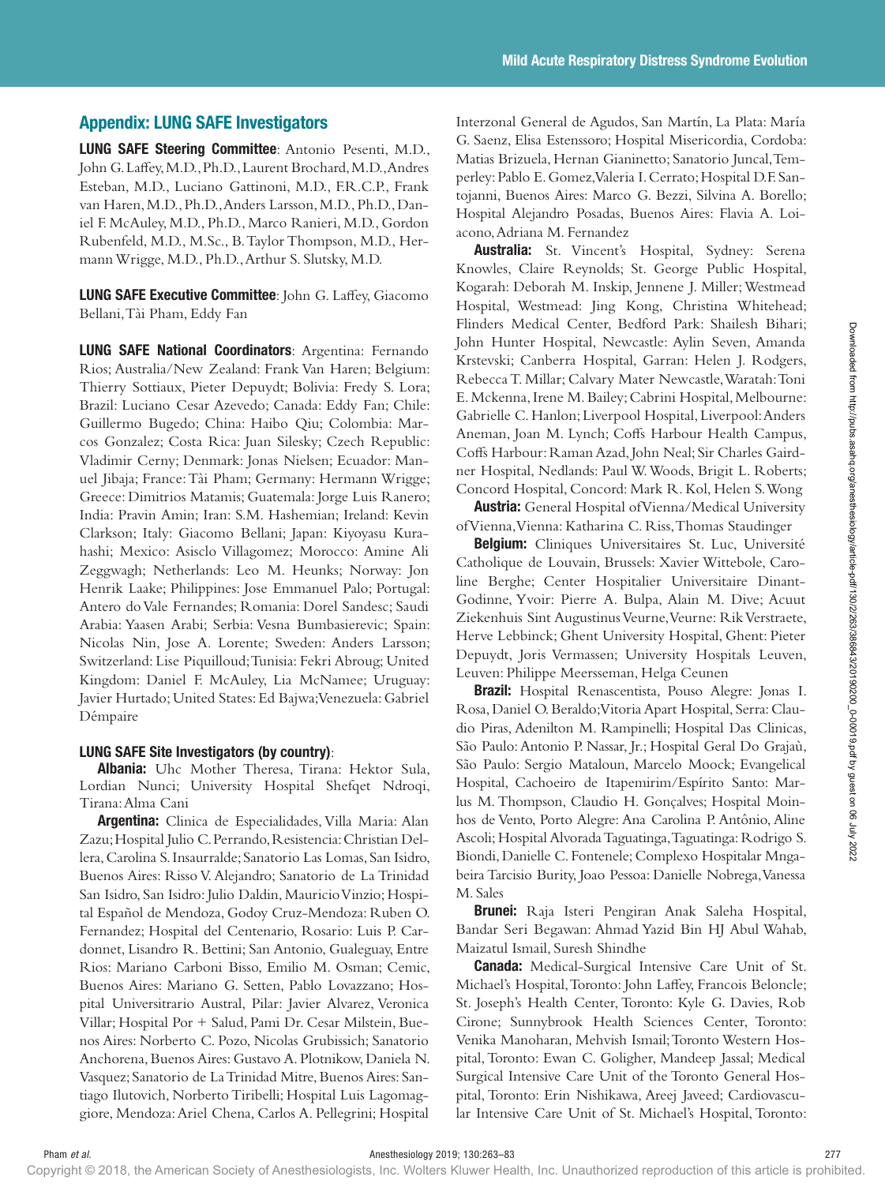## Appendix: LUNG SAFE Investigators

**LUNG SAFE Steering Committee**: Antonio Pesenti, M.D., John G. Laffey, M.D., Ph.D., Laurent Brochard, M.D., Andres Esteban, M.D., Luciano Gattinoni, M.D., F.R.C.P., Frank van Haren, M.D., Ph.D., Anders Larsson, M.D., Ph.D., Daniel F. McAuley, M.D., Ph.D., Marco Ranieri, M.D., Gordon Rubenfeld, M.D., M.Sc., B. Taylor Thompson, M.D., Hermann Wrigge, M.D., Ph.D., Arthur S. Slutsky, M.D.

**LUNG SAFE Executive Committee**: John G. Laffey, Giacomo Bellani, Tài Pham, Eddy Fan

**LUNG SAFE National Coordinators**: Argentina: Fernando Rios; Australia/New Zealand: Frank Van Haren; Belgium: Thierry Sottiaux, Pieter Depuydt; Bolivia: Fredy S. Lora; Brazil: Luciano Cesar Azevedo; Canada: Eddy Fan; Chile: Guillermo Bugedo; China: Haibo Qiu; Colombia: Marcos Gonzalez; Costa Rica: Juan Silesky; Czech Republic: Vladimir Cerny; Denmark: Jonas Nielsen; Ecuador: Manuel Jibaja; France: Tài Pham; Germany: Hermann Wrigge; Greece: Dimitrios Matamis; Guatemala: Jorge Luis Ranero; India: Pravin Amin; Iran: S.M. Hashemian; Ireland: Kevin Clarkson; Italy: Giacomo Bellani; Japan: Kiyoyasu Kurahashi; Mexico: Asisclo Villagomez; Morocco: Amine Ali Zeggwagh; Netherlands: Leo M. Heunks; Norway: Jon Henrik Laake; Philippines: Jose Emmanuel Palo; Portugal: Antero do Vale Fernandes; Romania: Dorel Sandesc; Saudi Arabia: Yaasen Arabi; Serbia: Vesna Bumbasierevic; Spain: Nicolas Nin, Jose A. Lorente; Sweden: Anders Larsson; Switzerland: Lise Piquilloud; Tunisia: Fekri Abroug; United Kingdom: Daniel F. McAuley, Lia McNamee; Uruguay: Javier Hurtado; United States: Ed Bajwa; Venezuela: Gabriel Démpaire

**LUNG SAFE Site Investigators (by country)**:

**Albania:** Uhc Mother Theresa, Tirana: Hektor Sula, Lordian Nunci; University Hospital Shefqet Ndroqi, Tirana: Alma Cani

**Argentina:** Clinica de Especialidades, Villa Maria: Alan Zazu; Hospital Julio C. Perrando, Resistencia: Christian Dellera, Carolina S. Insaurralde; Sanatorio Las Lomas, San Isidro, Buenos Aires: Risso V. Alejandro; Sanatorio de La Trinidad San Isidro, San Isidro: Julio Daldin, Mauricio Vinzio; Hospital Español de Mendoza, Godoy Cruz-Mendoza: Ruben O. Fernandez; Hospital del Centenario, Rosario: Luis P. Cardonnet, Lisandro R. Bettini; San Antonio, Gualeguay, Entre Rios: Mariano Carboni Bisso, Emilio M. Osman; Cemic, Buenos Aires: Mariano G. Setten, Pablo Lovazzano; Hospital Universitrario Austral, Pilar: Javier Alvarez, Veronica Villar; Hospital Por + Salud, Pami Dr. Cesar Milstein, Buenos Aires: Norberto C. Pozo, Nicolas Grubissich; Sanatorio Anchorena, Buenos Aires: Gustavo A. Plotnikow, Daniela N. Vasquez; Sanatorio de La Trinidad Mitre, Buenos Aires: Santiago Ilutovich, Norberto Tiribelli; Hospital Luis Lagomaggiore, Mendoza: Ariel Chena, Carlos A. Pellegrini; Hospital Interzonal General de Agudos, San Martín, La Plata: María G. Saenz, Elisa Estenssoro; Hospital Misericordia, Cordoba: Matias Brizuela, Hernan Gianinetto; Sanatorio Juncal, Temperley: Pablo E. Gomez, Valeria I. Cerrato; Hospital D.F. Santojanni, Buenos Aires: Marco G. Bezzi, Silvina A. Borello; Hospital Alejandro Posadas, Buenos Aires: Flavia A. Loiacono, Adriana M. Fernandez

**Australia:** St. Vincent's Hospital, Sydney: Serena Knowles, Claire Reynolds; St. George Public Hospital, Kogarah: Deborah M. Inskip, Jennene J. Miller; Westmead Hospital, Westmead: Jing Kong, Christina Whitehead; Flinders Medical Center, Bedford Park: Shailesh Bihari; John Hunter Hospital, Newcastle: Aylin Seven, Amanda Krstevski; Canberra Hospital, Garran: Helen J. Rodgers, Rebecca T. Millar; Calvary Mater Newcastle, Waratah: Toni E. Mckenna, Irene M. Bailey; Cabrini Hospital, Melbourne: Gabrielle C. Hanlon; Liverpool Hospital, Liverpool: Anders Aneman, Joan M. Lynch; Coffs Harbour Health Campus, Coffs Harbour: Raman Azad, John Neal; Sir Charles Gairdner Hospital, Nedlands: Paul W. Woods, Brigit L. Roberts; Concord Hospital, Concord: Mark R. Kol, Helen S. Wong

**Austria:** General Hospital of Vienna/Medical University of Vienna, Vienna: Katharina C. Riss, Thomas Staudinger

**Belgium:** Cliniques Universitaires St. Luc, Université Catholique de Louvain, Brussels: Xavier Wittebole, Caroline Berghe; Center Hospitalier Universitaire Dinant-Godinne, Yvoir: Pierre A. Bulpa, Alain M. Dive; Acuut Ziekenhuis Sint Augustinus Veurne, Veurne: Rik Verstraete, Herve Lebbinck; Ghent University Hospital, Ghent: Pieter Depuydt, Joris Vermassen; University Hospitals Leuven, Leuven: Philippe Meersseman, Helga Ceunen

**Brazil:** Hospital Renascentista, Pouso Alegre: Jonas I. Rosa, Daniel O. Beraldo; Vitoria Apart Hospital, Serra: Claudio Piras, Adenilton M. Rampinelli; Hospital Das Clinicas, São Paulo: Antonio P. Nassar, Jr.; Hospital Geral Do Grajaù, São Paulo: Sergio Mataloun, Marcelo Moock; Evangelical Hospital, Cachoeiro de Itapemirim/Espírito Santo: Marlus M. Thompson, Claudio H. Gonçalves; Hospital Moinhos de Vento, Porto Alegre: Ana Carolina P. Antônio, Aline Ascoli; Hospital Alvorada Taguatinga, Taguatinga: Rodrigo S. Biondi, Danielle C. Fontenele; Complexo Hospitalar Mngabeira Tarcisio Burity, Joao Pessoa: Danielle Nobrega, Vanessa M. Sales

**Brunei:** Raja Isteri Pengiran Anak Saleha Hospital, Bandar Seri Begawan: Ahmad Yazid Bin HJ Abul Wahab, Maizatul Ismail, Suresh Shindhe

**Canada:** Medical-Surgical Intensive Care Unit of St. Michael's Hospital, Toronto: John Laffey, Francois Beloncle; St. Joseph's Health Center, Toronto: Kyle G. Davies, Rob Cirone; Sunnybrook Health Sciences Center, Toronto: Venika Manoharan, Mehvish Ismail; Toronto Western Hospital, Toronto: Ewan C. Goligher, Mandeep Jassal; Medical Surgical Intensive Care Unit of the Toronto General Hospital, Toronto: Erin Nishikawa, Areej Javeed; Cardiovascular Intensive Care Unit of St. Michael's Hospital, Toronto: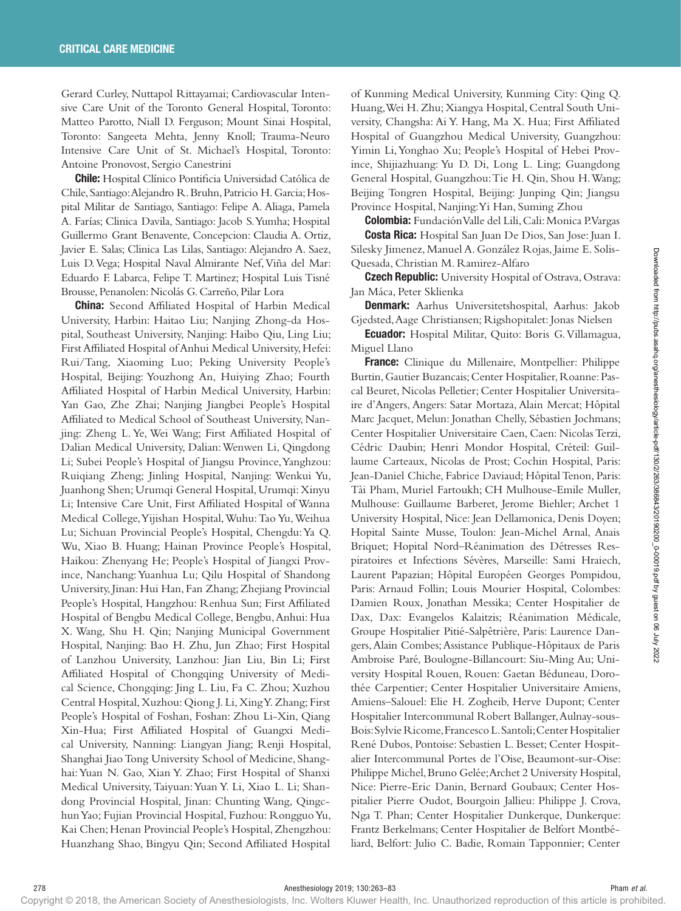Gerard Curley, Nuttapol Rittayamai; Cardiovascular Intensive Care Unit of the Toronto General Hospital, Toronto: Matteo Parotto, Niall D. Ferguson; Mount Sinai Hospital, Toronto: Sangeeta Mehta, Jenny Knoll; Trauma-Neuro Intensive Care Unit of St. Michael's Hospital, Toronto: Antoine Pronovost, Sergio Canestrini

**Chile:** Hospital Clínico Pontificia Universidad Católica de Chile, Santiago: Alejandro R. Bruhn, Patricio H. Garcia; Hospital Militar de Santiago, Santiago: Felipe A. Aliaga, Pamela A. Farías; Clinica Davila, Santiago: Jacob S. Yumha; Hospital Guillermo Grant Benavente, Concepcion: Claudia A. Ortiz, Javier E. Salas; Clinica Las Lilas, Santiago: Alejandro A. Saez, Luis D. Vega; Hospital Naval Almirante Nef, Viña del Mar: Eduardo F. Labarca, Felipe T. Martinez; Hospital Luis Tisné Brousse, Penanolen: Nicolás G. Carreño, Pilar Lora

**China:** Second Affiliated Hospital of Harbin Medical University, Harbin: Haitao Liu; Nanjing Zhong-da Hospital, Southeast University, Nanjing: Haibo Qiu, Ling Liu; First Affiliated Hospital of Anhui Medical University, Hefei: Rui/Tang, Xiaoming Luo; Peking University People's Hospital, Beijing: Youzhong An, Huiying Zhao; Fourth Affiliated Hospital of Harbin Medical University, Harbin: Yan Gao, Zhe Zhai; Nanjing Jiangbei People's Hospital Affiliated to Medical School of Southeast University, Nanjing: Zheng L. Ye, Wei Wang; First Affiliated Hospital of Dalian Medical University, Dalian: Wenwen Li, Qingdong Li; Subei People's Hospital of Jiangsu Province, Yanghzou: Ruiqiang Zheng; Jinling Hospital, Nanjing: Wenkui Yu, Juanhong Shen; Urumqi General Hospital, Urumqi: Xinyu Li; Intensive Care Unit, First Affiliated Hospital of Wanna Medical College, Yijishan Hospital, Wuhu: Tao Yu, Weihua Lu; Sichuan Provincial People's Hospital, Chengdu: Ya Q. Wu, Xiao B. Huang; Hainan Province People's Hospital, Haikou: Zhenyang He; People's Hospital of Jiangxi Province, Nanchang: Yuanhua Lu; Qilu Hospital of Shandong University, Jinan: Hui Han, Fan Zhang; Zhejiang Provincial People's Hospital, Hangzhou: Renhua Sun; First Affiliated Hospital of Bengbu Medical College, Bengbu, Anhui: Hua X. Wang, Shu H. Qin; Nanjing Municipal Government Hospital, Nanjing: Bao H. Zhu, Jun Zhao; First Hospital of Lanzhou University, Lanzhou: Jian Liu, Bin Li; First Affiliated Hospital of Chongqing University of Medical Science, Chongqing: Jing L. Liu, Fa C. Zhou; Xuzhou Central Hospital, Xuzhou: Qiong J. Li, Xing Y. Zhang; First People's Hospital of Foshan, Foshan: Zhou Li-Xin, Qiang Xin-Hua; First Affiliated Hospital of Guangxi Medical University, Nanning: Liangyan Jiang; Renji Hospital, Shanghai Jiao Tong University School of Medicine, Shanghai: Yuan N. Gao, Xian Y. Zhao; First Hospital of Shanxi Medical University, Taiyuan: Yuan Y. Li, Xiao L. Li; Shandong Provincial Hospital, Jinan: Chunting Wang, Qingchun Yao; Fujian Provincial Hospital, Fuzhou: Rongguo Yu, Kai Chen; Henan Provincial People's Hospital, Zhengzhou: Huanzhang Shao, Bingyu Qin; Second Affiliated Hospital of Kunming Medical University, Kunming City: Qing Q. Huang, Wei H. Zhu; Xiangya Hospital, Central South University, Changsha: Ai Y. Hang, Ma X. Hua; First Affiliated Hospital of Guangzhou Medical University, Guangzhou: Yimin Li, Yonghao Xu; People's Hospital of Hebei Province, Shijiazhuang: Yu D. Di, Long L. Ling; Guangdong General Hospital, Guangzhou: Tie H. Qin, Shou H. Wang; Beijing Tongren Hospital, Beijing: Junping Qin; Jiangsu Province Hospital, Nanjing: Yi Han, Suming Zhou

**Colombia:** Fundación Valle del Lili, Cali: Monica P. Vargas

**Costa Rica:** Hospital San Juan De Dios, San Jose: Juan I. Silesky Jimenez, Manuel A. González Rojas, Jaime E. Solis-Quesada, Christian M. Ramirez-Alfaro

**Czech Republic:** University Hospital of Ostrava, Ostrava: Jan Máca, Peter Sklienka

**Denmark:** Aarhus Universitetshospital, Aarhus: Jakob Gjedsted, Aage Christiansen; Rigshopitalet: Jonas Nielsen

**Ecuador:** Hospital Militar, Quito: Boris G. Villamagua, Miguel Llano

**France:** Clinique du Millenaire, Montpellier: Philippe Burtin, Gautier Buzancais; Center Hospitalier, Roanne: Pascal Beuret, Nicolas Pelletier; Center Hospitalier Universitaire d'Angers, Angers: Satar Mortaza, Alain Mercat; Hôpital Marc Jacquet, Melun: Jonathan Chelly, Sébastien Jochmans; Center Hospitalier Universitaire Caen, Caen: Nicolas Terzi, Cédric Daubin; Henri Mondor Hospital, Créteil: Guillaume Carteaux, Nicolas de Prost; Cochin Hospital, Paris: Jean-Daniel Chiche, Fabrice Daviaud; Hôpital Tenon, Paris: Tài Pham, Muriel Fartoukh; CH Mulhouse-Emile Muller, Mulhouse: Guillaume Barberet, Jerome Biehler; Archet 1 University Hospital, Nice: Jean Dellamonica, Denis Doyen; Hopital Sainte Musse, Toulon: Jean-Michel Arnal, Anais Briquet; Hopital Nord–Réanimation des Détresses Respiratoires et Infections Sévères, Marseille: Sami Hraiech, Laurent Papazian; Hôpital Européen Georges Pompidou, Paris: Arnaud Follin; Louis Mourier Hospital, Colombes: Damien Roux, Jonathan Messika; Center Hospitalier de Dax, Dax: Evangelos Kalaitzis; Réanimation Médicale, Groupe Hospitalier Pitié-Salpêtrière, Paris: Laurence Dangers, Alain Combes; Assistance Publique-Hôpitaux de Paris Ambroise Paré, Boulogne-Billancourt: Siu-Ming Au; University Hospital Rouen, Rouen: Gaetan Béduneau, Dorothée Carpentier; Center Hospitalier Universitaire Amiens, Amiens–Salouel: Elie H. Zogheib, Herve Dupont; Center Hospitalier Intercommunal Robert Ballanger, Aulnay-sous-Bois: Sylvie Ricome, Francesco L. Santoli; Center Hospitalier René Dubos, Pontoise: Sebastien L. Besset; Center Hospitalier Intercommunal Portes de l'Oise, Beaumont-sur-Oise: Philippe Michel, Bruno Gelée; Archet 2 University Hospital, Nice: Pierre-Eric Danin, Bernard Goubaux; Center Hospitalier Pierre Oudot, Bourgoin Jallieu: Philippe J. Crova, Nga T. Phan; Center Hospitalier Dunkerque, Dunkerque: Frantz Berkelmans; Center Hospitalier de Belfort Montbéliard, Belfort: Julio C. Badie, Romain Tapponnier; Center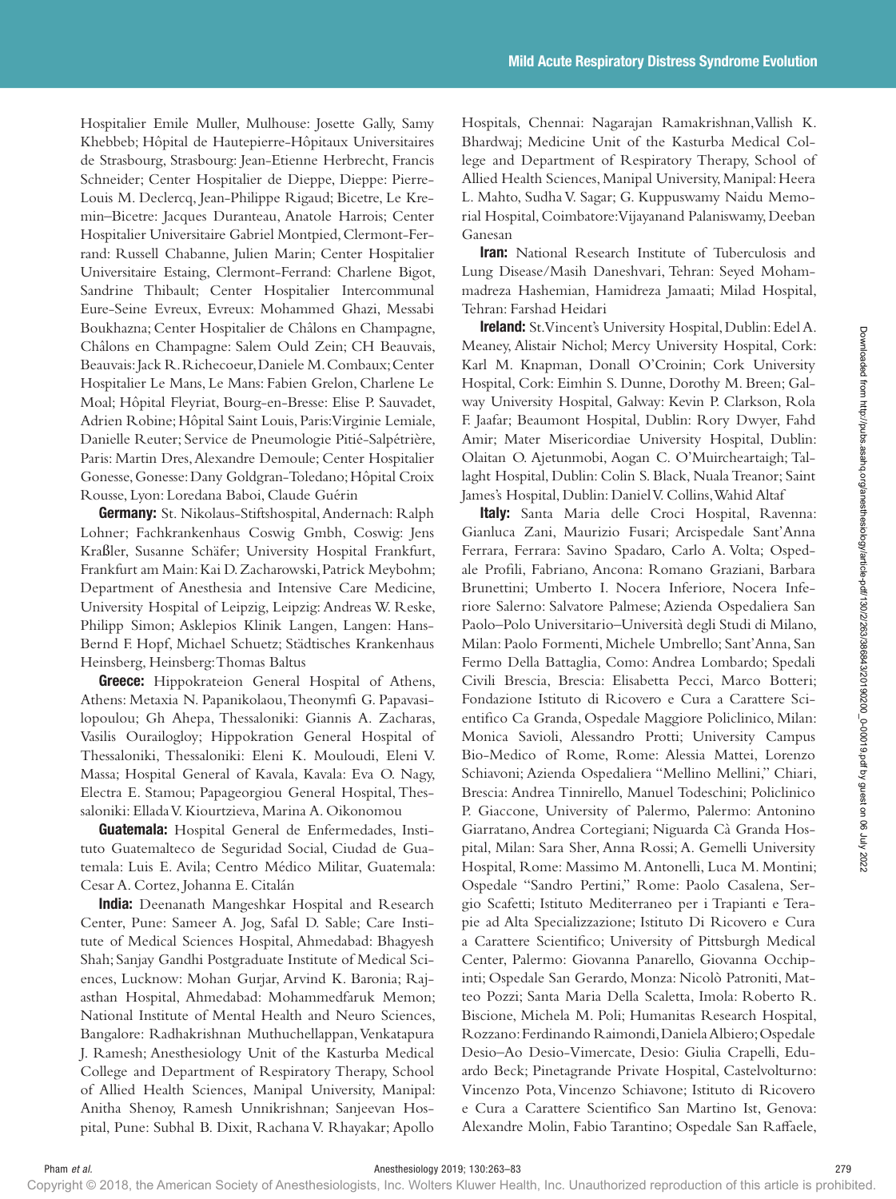Hospitalier Emile Muller, Mulhouse: Josette Gally, Samy Khebbeb; Hôpital de Hautepierre-Hôpitaux Universitaires de Strasbourg, Strasbourg: Jean-Etienne Herbrecht, Francis Schneider; Center Hospitalier de Dieppe, Dieppe: Pierre-Louis M. Declercq, Jean-Philippe Rigaud; Bicetre, Le Kremin–Bicetre: Jacques Duranteau, Anatole Harrois; Center Hospitalier Universitaire Gabriel Montpied, Clermont-Ferrand: Russell Chabanne, Julien Marin; Center Hospitalier Universitaire Estaing, Clermont-Ferrand: Charlene Bigot, Sandrine Thibault; Center Hospitalier Intercommunal Eure-Seine Evreux, Evreux: Mohammed Ghazi, Messabi Boukhazna; Center Hospitalier de Châlons en Champagne, Châlons en Champagne: Salem Ould Zein; CH Beauvais, Beauvais: Jack R. Richecoeur, Daniele M. Combaux; Center Hospitalier Le Mans, Le Mans: Fabien Grelon, Charlene Le Moal; Hôpital Fleyriat, Bourg-en-Bresse: Elise P. Sauvadet, Adrien Robine; Hôpital Saint Louis, Paris: Virginie Lemiale, Danielle Reuter; Service de Pneumologie Pitié-Salpétrière, Paris: Martin Dres, Alexandre Demoule; Center Hospitalier Gonesse, Gonesse: Dany Goldgran-Toledano; Hôpital Croix Rousse, Lyon: Loredana Baboi, Claude Guérin

**Germany:** St. Nikolaus-Stiftshospital, Andernach: Ralph Lohner; Fachkrankenhaus Coswig Gmbh, Coswig: Jens Kraßler, Susanne Schäfer; University Hospital Frankfurt, Frankfurt am Main: Kai D. Zacharowski, Patrick Meybohm; Department of Anesthesia and Intensive Care Medicine, University Hospital of Leipzig, Leipzig: Andreas W. Reske, Philipp Simon; Asklepios Klinik Langen, Langen: Hans-Bernd F. Hopf, Michael Schuetz; Städtisches Krankenhaus Heinsberg, Heinsberg: Thomas Baltus

**Greece:** Hippokrateion General Hospital of Athens, Athens: Metaxia N. Papanikolaou, Theonymfi G. Papavasilopoulou; Gh Ahepa, Thessaloniki: Giannis A. Zacharas, Vasilis Ourailogloy; Hippokration General Hospital of Thessaloniki, Thessaloniki: Eleni K. Mouloudi, Eleni V. Massa; Hospital General of Kavala, Kavala: Eva O. Nagy, Electra E. Stamou; Papageorgiou General Hospital, Thessaloniki: Ellada V. Kiourtzieva, Marina A. Oikonomou

**Guatemala:** Hospital General de Enfermedades, Instituto Guatemalteco de Seguridad Social, Ciudad de Guatemala: Luis E. Avila; Centro Médico Militar, Guatemala: Cesar A. Cortez, Johanna E. Citalán

**India:** Deenanath Mangeshkar Hospital and Research Center, Pune: Sameer A. Jog, Safal D. Sable; Care Institute of Medical Sciences Hospital, Ahmedabad: Bhagyesh Shah; Sanjay Gandhi Postgraduate Institute of Medical Sciences, Lucknow: Mohan Gurjar, Arvind K. Baronia; Rajasthan Hospital, Ahmedabad: Mohammedfaruk Memon; National Institute of Mental Health and Neuro Sciences, Bangalore: Radhakrishnan Muthuchellappan, Venkatapura J. Ramesh; Anesthesiology Unit of the Kasturba Medical College and Department of Respiratory Therapy, School of Allied Health Sciences, Manipal University, Manipal: Anitha Shenoy, Ramesh Unnikrishnan; Sanjeevan Hospital, Pune: Subhal B. Dixit, Rachana V. Rhayakar; Apollo Hospitals, Chennai: Nagarajan Ramakrishnan, Vallish K. Bhardwaj; Medicine Unit of the Kasturba Medical College and Department of Respiratory Therapy, School of Allied Health Sciences, Manipal University, Manipal: Heera L. Mahto, Sudha V. Sagar; G. Kuppuswamy Naidu Memorial Hospital, Coimbatore: Vijayanand Palaniswamy, Deeban Ganesan

**Iran:** National Research Institute of Tuberculosis and Lung Disease/Masih Daneshvari, Tehran: Seyed Mohammadreza Hashemian, Hamidreza Jamaati; Milad Hospital, Tehran: Farshad Heidari

**Ireland:** St. Vincent's University Hospital, Dublin: Edel A. Meaney, Alistair Nichol; Mercy University Hospital, Cork: Karl M. Knapman, Donall O'Croinin; Cork University Hospital, Cork: Eimhin S. Dunne, Dorothy M. Breen; Galway University Hospital, Galway: Kevin P. Clarkson, Rola F. Jaafar; Beaumont Hospital, Dublin: Rory Dwyer, Fahd Amir; Mater Misericordiae University Hospital, Dublin: Olaitan O. Ajetunmobi, Aogan C. O'Muircheartaigh; Tallaght Hospital, Dublin: Colin S. Black, Nuala Treanor; Saint James's Hospital, Dublin: Daniel V. Collins, Wahid Altaf

**Italy:** Santa Maria delle Croci Hospital, Ravenna: Gianluca Zani, Maurizio Fusari; Arcispedale Sant'Anna Ferrara, Ferrara: Savino Spadaro, Carlo A. Volta; Ospedale Profili, Fabriano, Ancona: Romano Graziani, Barbara Brunettini; Umberto I. Nocera Inferiore, Nocera Inferiore Salerno: Salvatore Palmese; Azienda Ospedaliera San Paolo–Polo Universitario–Università degli Studi di Milano, Milan: Paolo Formenti, Michele Umbrello; Sant'Anna, San Fermo Della Battaglia, Como: Andrea Lombardo; Spedali Civili Brescia, Brescia: Elisabetta Pecci, Marco Botteri; Fondazione Istituto di Ricovero e Cura a Carattere Scientifico Ca Granda, Ospedale Maggiore Policlinico, Milan: Monica Savioli, Alessandro Protti; University Campus Bio-Medico of Rome, Rome: Alessia Mattei, Lorenzo Schiavoni; Azienda Ospedaliera "Mellino Mellini," Chiari, Brescia: Andrea Tinnirello, Manuel Todeschini; Policlinico P. Giaccone, University of Palermo, Palermo: Antonino Giarratano, Andrea Cortegiani; Niguarda Cà Granda Hospital, Milan: Sara Sher, Anna Rossi; A. Gemelli University Hospital, Rome: Massimo M. Antonelli, Luca M. Montini; Ospedale "Sandro Pertini," Rome: Paolo Casalena, Sergio Scafetti; Istituto Mediterraneo per i Trapianti e Terapie ad Alta Specializzazione; Istituto Di Ricovero e Cura a Carattere Scientifico; University of Pittsburgh Medical Center, Palermo: Giovanna Panarello, Giovanna Occhipinti; Ospedale San Gerardo, Monza: Nicolò Patroniti, Matteo Pozzi; Santa Maria Della Scaletta, Imola: Roberto R. Biscione, Michela M. Poli; Humanitas Research Hospital, Rozzano: Ferdinando Raimondi, Daniela Albiero; Ospedale Desio–Ao Desio-Vimercate, Desio: Giulia Crapelli, Eduardo Beck; Pinetagrande Private Hospital, Castelvolturno: Vincenzo Pota, Vincenzo Schiavone; Istituto di Ricovero e Cura a Carattere Scientifico San Martino Ist, Genova: Alexandre Molin, Fabio Tarantino; Ospedale San Raffaele,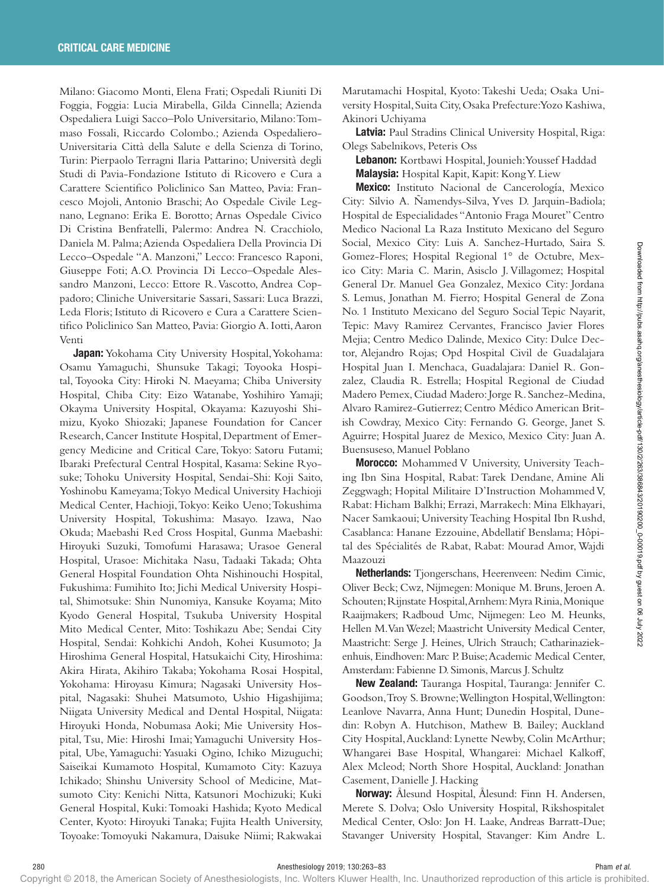Milano: Giacomo Monti, Elena Frati; Ospedali Riuniti Di Foggia, Foggia: Lucia Mirabella, Gilda Cinnella; Azienda Ospedaliera Luigi Sacco–Polo Universitario, Milano: Tommaso Fossali, Riccardo Colombo.; Azienda Ospedaliero-Universitaria Città della Salute e della Scienza di Torino, Turin: Pierpaolo Terragni Ilaria Pattarino; Università degli Studi di Pavia-Fondazione Istituto di Ricovero e Cura a Carattere Scientifico Policlinico San Matteo, Pavia: Francesco Mojoli, Antonio Braschi; Ao Ospedale Civile Legnano, Legnano: Erika E. Borotto; Arnas Ospedale Civico Di Cristina Benfratelli, Palermo: Andrea N. Cracchiolo, Daniela M. Palma; Azienda Ospedaliera Della Provincia Di Lecco–Ospedale "A. Manzoni," Lecco: Francesco Raponi, Giuseppe Foti; A.O. Provincia Di Lecco–Ospedale Alessandro Manzoni, Lecco: Ettore R. Vascotto, Andrea Coppadoro; Cliniche Universitarie Sassari, Sassari: Luca Brazzi, Leda Floris; Istituto di Ricovero e Cura a Carattere Scientifico Policlinico San Matteo, Pavia: Giorgio A. Iotti, Aaron Venti

**Japan:** Yokohama City University Hospital, Yokohama: Osamu Yamaguchi, Shunsuke Takagi; Toyooka Hospital, Toyooka City: Hiroki N. Maeyama; Chiba University Hospital, Chiba City: Eizo Watanabe, Yoshihiro Yamaji; Okayma University Hospital, Okayama: Kazuyoshi Shimizu, Kyoko Shiozaki; Japanese Foundation for Cancer Research, Cancer Institute Hospital, Department of Emergency Medicine and Critical Care, Tokyo: Satoru Futami; Ibaraki Prefectural Central Hospital, Kasama: Sekine Ryosuke; Tohoku University Hospital, Sendai-Shi: Koji Saito, Yoshinobu Kameyama; Tokyo Medical University Hachioji Medical Center, Hachioji, Tokyo: Keiko Ueno; Tokushima University Hospital, Tokushima: Masayo. Izawa, Nao Okuda; Maebashi Red Cross Hospital, Gunma Maebashi: Hiroyuki Suzuki, Tomofumi Harasawa; Urasoe General Hospital, Urasoe: Michitaka Nasu, Tadaaki Takada; Ohta General Hospital Foundation Ohta Nishinouchi Hospital, Fukushima: Fumihito Ito; Jichi Medical University Hospital, Shimotsuke: Shin Nunomiya, Kansuke Koyama; Mito Kyodo General Hospital, Tsukuba University Hospital Mito Medical Center, Mito: Toshikazu Abe; Sendai City Hospital, Sendai: Kohkichi Andoh, Kohei Kusumoto; Ja Hiroshima General Hospital, Hatsukaichi City, Hiroshima: Akira Hirata, Akihiro Takaba; Yokohama Rosai Hospital, Yokohama: Hiroyasu Kimura; Nagasaki University Hospital, Nagasaki: Shuhei Matsumoto, Ushio Higashijima; Niigata University Medical and Dental Hospital, Niigata: Hiroyuki Honda, Nobumasa Aoki; Mie University Hospital, Tsu, Mie: Hiroshi Imai; Yamaguchi University Hospital, Ube, Yamaguchi: Yasuaki Ogino, Ichiko Mizuguchi; Saiseikai Kumamoto Hospital, Kumamoto City: Kazuya Ichikado; Shinshu University School of Medicine, Matsumoto City: Kenichi Nitta, Katsunori Mochizuki; Kuki General Hospital, Kuki: Tomoaki Hashida; Kyoto Medical Center, Kyoto: Hiroyuki Tanaka; Fujita Health University, Toyoake: Tomoyuki Nakamura, Daisuke Niimi; Rakwakai Marutamachi Hospital, Kyoto: Takeshi Ueda; Osaka University Hospital, Suita City, Osaka Prefecture: Yozo Kashiwa, Akinori Uchiyama

**Latvia:** Paul Stradins Clinical University Hospital, Riga: Olegs Sabelnikovs, Peteris Oss

**Lebanon:** Kortbawi Hospital, Jounieh: Youssef Haddad

**Malaysia:** Hospital Kapit, Kapit: Kong Y. Liew

**Mexico:** Instituto Nacional de Cancerología, Mexico City: Silvio A. Ñamendys-Silva, Yves D. Jarquin-Badiola; Hospital de Especialidades "Antonio Fraga Mouret" Centro Medico Nacional La Raza Instituto Mexicano del Seguro Social, Mexico City: Luis A. Sanchez-Hurtado, Saira S. Gomez-Flores; Hospital Regional 1° de Octubre, Mexico City: Maria C. Marin, Asisclo J. Villagomez; Hospital General Dr. Manuel Gea Gonzalez, Mexico City: Jordana S. Lemus, Jonathan M. Fierro; Hospital General de Zona No. 1 Instituto Mexicano del Seguro Social Tepic Nayarit, Tepic: Mavy Ramirez Cervantes, Francisco Javier Flores Mejia; Centro Medico Dalinde, Mexico City: Dulce Dector, Alejandro Rojas; Opd Hospital Civil de Guadalajara Hospital Juan I. Menchaca, Guadalajara: Daniel R. Gonzalez, Claudia R. Estrella; Hospital Regional de Ciudad Madero Pemex, Ciudad Madero: Jorge R. Sanchez-Medina, Alvaro Ramirez-Gutierrez; Centro Médico American British Cowdray, Mexico City: Fernando G. George, Janet S. Aguirre; Hospital Juarez de Mexico, Mexico City: Juan A. Buensuseso, Manuel Poblano

**Morocco:** Mohammed V University, University Teaching Ibn Sina Hospital, Rabat: Tarek Dendane, Amine Ali Zeggwagh; Hopital Militaire D'Instruction Mohammed V, Rabat: Hicham Balkhi; Errazi, Marrakech: Mina Elkhayari, Nacer Samkaoui; University Teaching Hospital Ibn Rushd, Casablanca: Hanane Ezzouine, Abdellatif Benslama; Hôpital des Spécialités de Rabat, Rabat: Mourad Amor, Wajdi Maazouzi

**Netherlands:** Tjongerschans, Heerenveen: Nedim Cimic, Oliver Beck; Cwz, Nijmegen: Monique M. Bruns, Jeroen A. Schouten; Rijnstate Hospital, Arnhem: Myra Rinia, Monique Raaijmakers; Radboud Umc, Nijmegen: Leo M. Heunks, Hellen M. Van Wezel; Maastricht University Medical Center, Maastricht: Serge J. Heines, Ulrich Strauch; Catharinaziekenhuis, Eindhoven: Marc P. Buise; Academic Medical Center, Amsterdam: Fabienne D. Simonis, Marcus J. Schultz

**New Zealand:** Tauranga Hospital, Tauranga: Jennifer C. Goodson, Troy S. Browne; Wellington Hospital, Wellington: Leanlove Navarra, Anna Hunt; Dunedin Hospital, Dunedin: Robyn A. Hutchison, Mathew B. Bailey; Auckland City Hospital, Auckland: Lynette Newby, Colin McArthur; Whangarei Base Hospital, Whangarei: Michael Kalkoff, Alex Mcleod; North Shore Hospital, Auckland: Jonathan Casement, Danielle J. Hacking

**Norway:** Ålesund Hospital, Ålesund: Finn H. Andersen, Merete S. Dolva; Oslo University Hospital, Rikshospitalet Medical Center, Oslo: Jon H. Laake, Andreas Barratt-Due; Stavanger University Hospital, Stavanger: Kim Andre L.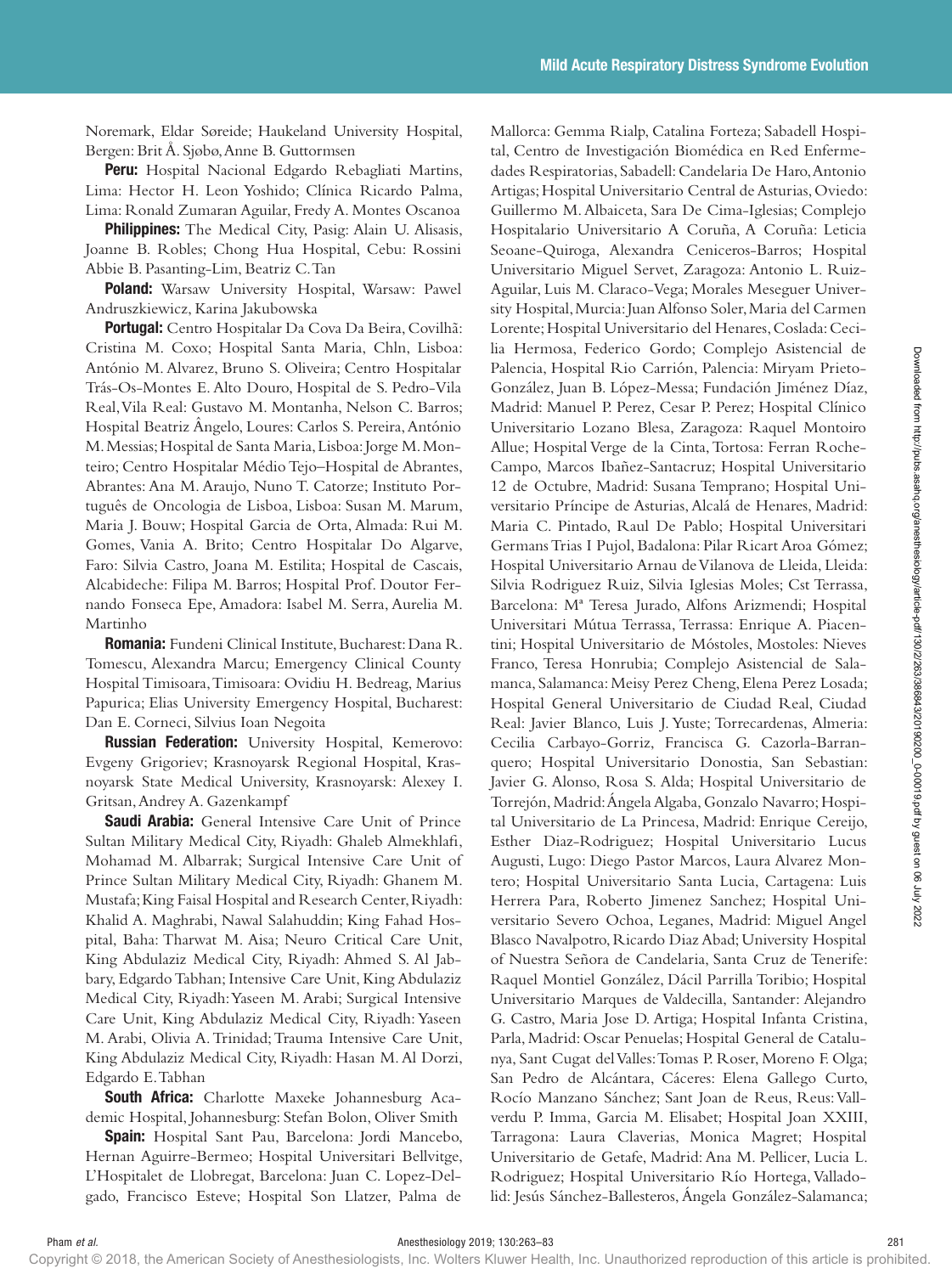Noremark, Eldar Søreide; Haukeland University Hospital, Bergen: Brit Å. Sjøbø, Anne B. Guttormsen

**Peru:** Hospital Nacional Edgardo Rebagliati Martins, Lima: Hector H. Leon Yoshido; Clínica Ricardo Palma, Lima: Ronald Zumaran Aguilar, Fredy A. Montes Oscanoa

**Philippines:** The Medical City, Pasig: Alain U. Alisasis, Joanne B. Robles; Chong Hua Hospital, Cebu: Rossini Abbie B. Pasanting-Lim, Beatriz C. Tan

**Poland:** Warsaw University Hospital, Warsaw: Pawel Andruszkiewicz, Karina Jakubowska

**Portugal:** Centro Hospitalar Da Cova Da Beira, Covilhã: Cristina M. Coxo; Hospital Santa Maria, Chln, Lisboa: António M. Alvarez, Bruno S. Oliveira; Centro Hospitalar Trás-Os-Montes E. Alto Douro, Hospital de S. Pedro-Vila Real, Vila Real: Gustavo M. Montanha, Nelson C. Barros; Hospital Beatriz Ângelo, Loures: Carlos S. Pereira, António M. Messias; Hospital de Santa Maria, Lisboa: Jorge M. Monteiro; Centro Hospitalar Médio Tejo–Hospital de Abrantes, Abrantes: Ana M. Araujo, Nuno T. Catorze; Instituto Português de Oncologia de Lisboa, Lisboa: Susan M. Marum, Maria J. Bouw; Hospital Garcia de Orta, Almada: Rui M. Gomes, Vania A. Brito; Centro Hospitalar Do Algarve, Faro: Silvia Castro, Joana M. Estilita; Hospital de Cascais, Alcabideche: Filipa M. Barros; Hospital Prof. Doutor Fernando Fonseca Epe, Amadora: Isabel M. Serra, Aurelia M. Martinho

**Romania:** Fundeni Clinical Institute, Bucharest: Dana R. Tomescu, Alexandra Marcu; Emergency Clinical County Hospital Timisoara, Timisoara: Ovidiu H. Bedreag, Marius Papurica; Elias University Emergency Hospital, Bucharest: Dan E. Corneci, Silvius Ioan Negoita

**Russian Federation:** University Hospital, Kemerovo: Evgeny Grigoriev; Krasnoyarsk Regional Hospital, Krasnoyarsk State Medical University, Krasnoyarsk: Alexey I. Gritsan, Andrey A. Gazenkampf

**Saudi Arabia:** General Intensive Care Unit of Prince Sultan Military Medical City, Riyadh: Ghaleb Almekhlafi, Mohamad M. Albarrak; Surgical Intensive Care Unit of Prince Sultan Military Medical City, Riyadh: Ghanem M. Mustafa; King Faisal Hospital and Research Center, Riyadh: Khalid A. Maghrabi, Nawal Salahuddin; King Fahad Hospital, Baha: Tharwat M. Aisa; Neuro Critical Care Unit, King Abdulaziz Medical City, Riyadh: Ahmed S. Al Jabbary, Edgardo Tabhan; Intensive Care Unit, King Abdulaziz Medical City, Riyadh: Yaseen M. Arabi; Surgical Intensive Care Unit, King Abdulaziz Medical City, Riyadh: Yaseen M. Arabi, Olivia A. Trinidad; Trauma Intensive Care Unit, King Abdulaziz Medical City, Riyadh: Hasan M. Al Dorzi, Edgardo E. Tabhan

**South Africa:** Charlotte Maxeke Johannesburg Academic Hospital, Johannesburg: Stefan Bolon, Oliver Smith

**Spain:** Hospital Sant Pau, Barcelona: Jordi Mancebo, Hernan Aguirre-Bermeo; Hospital Universitari Bellvitge, L'Hospitalet de Llobregat, Barcelona: Juan C. Lopez-Delgado, Francisco Esteve; Hospital Son Llatzer, Palma de Mallorca: Gemma Rialp, Catalina Forteza; Sabadell Hospital, Centro de Investigación Biomédica en Red Enfermedades Respiratorias, Sabadell: Candelaria De Haro, Antonio Artigas; Hospital Universitario Central de Asturias, Oviedo: Guillermo M. Albaiceta, Sara De Cima-Iglesias; Complejo Hospitalario Universitario A Coruña, A Coruña: Leticia Seoane-Quiroga, Alexandra Ceniceros-Barros; Hospital Universitario Miguel Servet, Zaragoza: Antonio L. Ruiz-Aguilar, Luis M. Claraco-Vega; Morales Meseguer University Hospital, Murcia: Juan Alfonso Soler, Maria del Carmen Lorente; Hospital Universitario del Henares, Coslada: Cecilia Hermosa, Federico Gordo; Complejo Asistencial de Palencia, Hospital Rio Carrión, Palencia: Miryam Prieto-González, Juan B. López-Messa; Fundación Jiménez Díaz, Madrid: Manuel P. Perez, Cesar P. Perez; Hospital Clínico Universitario Lozano Blesa, Zaragoza: Raquel Montoiro Allue; Hospital Verge de la Cinta, Tortosa: Ferran Roche-Campo, Marcos Ibañez-Santacruz; Hospital Universitario 12 de Octubre, Madrid: Susana Temprano; Hospital Universitario Príncipe de Asturias, Alcalá de Henares, Madrid: Maria C. Pintado, Raul De Pablo; Hospital Universitari Germans Trias I Pujol, Badalona: Pilar Ricart Aroa Gómez; Hospital Universitario Arnau de Vilanova de Lleida, Lleida: Silvia Rodriguez Ruiz, Silvia Iglesias Moles; Cst Terrassa, Barcelona: Mª Teresa Jurado, Alfons Arizmendi; Hospital Universitari Mútua Terrassa, Terrassa: Enrique A. Piacentini; Hospital Universitario de Móstoles, Mostoles: Nieves Franco, Teresa Honrubia; Complejo Asistencial de Salamanca, Salamanca: Meisy Perez Cheng, Elena Perez Losada; Hospital General Universitario de Ciudad Real, Ciudad Real: Javier Blanco, Luis J. Yuste; Torrecardenas, Almeria: Cecilia Carbayo-Gorriz, Francisca G. Cazorla-Barranquero; Hospital Universitario Donostia, San Sebastian: Javier G. Alonso, Rosa S. Alda; Hospital Universitario de Torrejón, Madrid: Ángela Algaba, Gonzalo Navarro; Hospital Universitario de La Princesa, Madrid: Enrique Cereijo, Esther Diaz-Rodriguez; Hospital Universitario Lucus Augusti, Lugo: Diego Pastor Marcos, Laura Alvarez Montero; Hospital Universitario Santa Lucia, Cartagena: Luis Herrera Para, Roberto Jimenez Sanchez; Hospital Universitario Severo Ochoa, Leganes, Madrid: Miguel Angel Blasco Navalpotro, Ricardo Diaz Abad; University Hospital of Nuestra Señora de Candelaria, Santa Cruz de Tenerife: Raquel Montiel González, Dácil Parrilla Toribio; Hospital Universitario Marques de Valdecilla, Santander: Alejandro G. Castro, Maria Jose D. Artiga; Hospital Infanta Cristina, Parla, Madrid: Oscar Penuelas; Hospital General de Catalunya, Sant Cugat del Valles: Tomas P. Roser, Moreno F. Olga; San Pedro de Alcántara, Cáceres: Elena Gallego Curto, Rocío Manzano Sánchez; Sant Joan de Reus, Reus: Vallverdu P. Imma, Garcia M. Elisabet; Hospital Joan XXIII, Tarragona: Laura Claverias, Monica Magret; Hospital Universitario de Getafe, Madrid: Ana M. Pellicer, Lucia L. Rodriguez; Hospital Universitario Río Hortega, Valladolid: Jesús Sánchez-Ballesteros, Ángela González-Salamanca;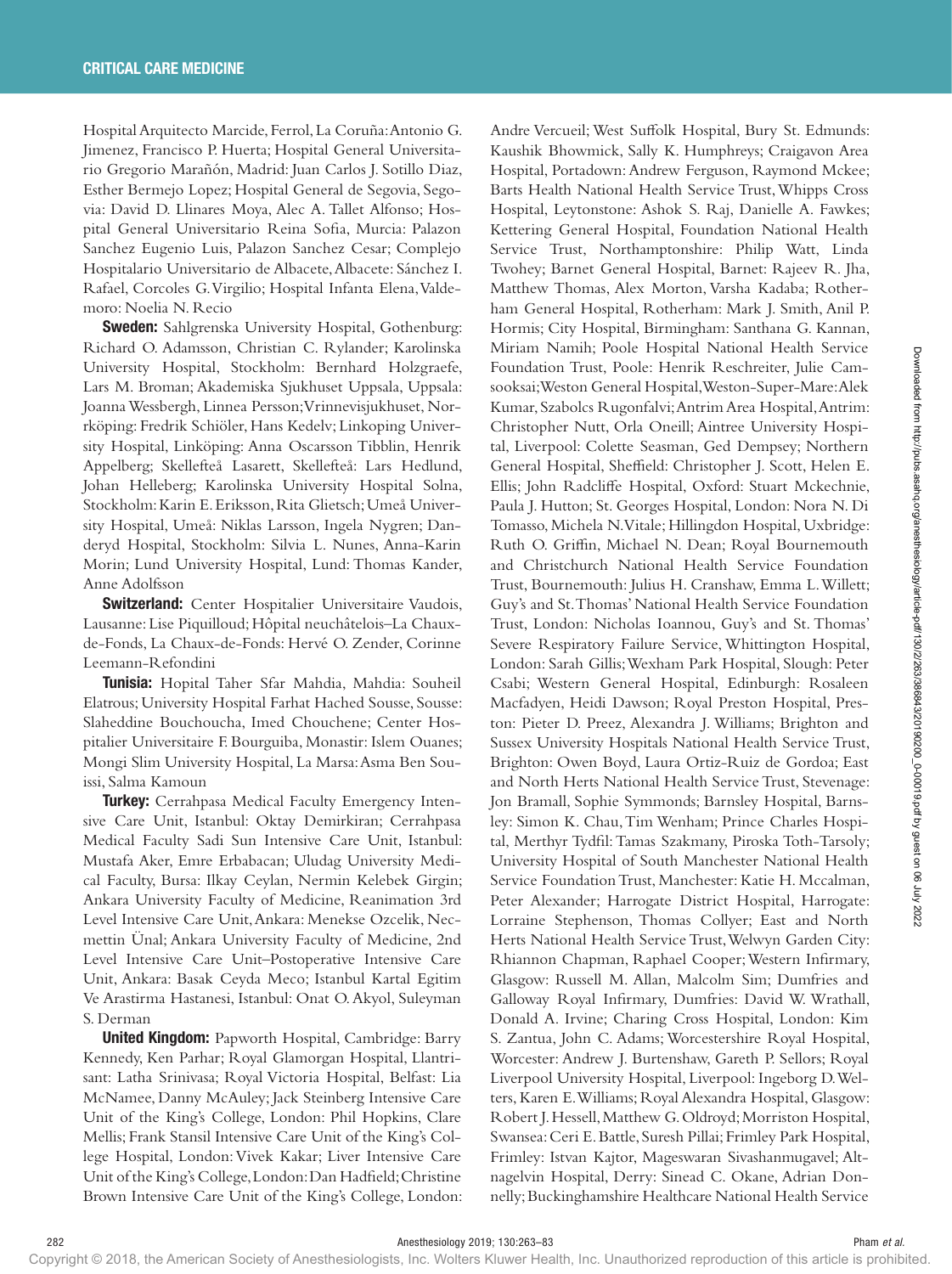Hospital Arquitecto Marcide, Ferrol, La Coruña: Antonio G. Jimenez, Francisco P. Huerta; Hospital General Universitario Gregorio Marañón, Madrid: Juan Carlos J. Sotillo Diaz, Esther Bermejo Lopez; Hospital General de Segovia, Segovia: David D. Llinares Moya, Alec A. Tallet Alfonso; Hospital General Universitario Reina Sofia, Murcia: Palazon Sanchez Eugenio Luis, Palazon Sanchez Cesar; Complejo Hospitalario Universitario de Albacete, Albacete: Sánchez I. Rafael, Corcoles G. Virgilio; Hospital Infanta Elena, Valdemoro: Noelia N. Recio

**Sweden:** Sahlgrenska University Hospital, Gothenburg: Richard O. Adamsson, Christian C. Rylander; Karolinska University Hospital, Stockholm: Bernhard Holzgraefe, Lars M. Broman; Akademiska Sjukhuset Uppsala, Uppsala: Joanna Wessbergh, Linnea Persson; Vrinnevisjukhuset, Norrköping: Fredrik Schiöler, Hans Kedelv; Linkoping University Hospital, Linköping: Anna Oscarsson Tibblin, Henrik Appelberg; Skellefteå Lasarett, Skellefteå: Lars Hedlund, Johan Helleberg; Karolinska University Hospital Solna, Stockholm: Karin E. Eriksson, Rita Glietsch; Umeå University Hospital, Umeå: Niklas Larsson, Ingela Nygren; Danderyd Hospital, Stockholm: Silvia L. Nunes, Anna-Karin Morin; Lund University Hospital, Lund: Thomas Kander, Anne Adolfsson

**Switzerland:** Center Hospitalier Universitaire Vaudois, Lausanne: Lise Piquilloud; Hôpital neuchâtelois–La Chaux-de-Fonds, La Chaux-de-Fonds: Hervé O. Zender, Corinne Leemann-Refondini

**Tunisia:** Hopital Taher Sfar Mahdia, Mahdia: Souheil Elatrous; University Hospital Farhat Hached Sousse, Sousse: Slaheddine Bouchoucha, Imed Chouchene; Center Hospitalier Universitaire F. Bourguiba, Monastir: Islem Ouanes; Mongi Slim University Hospital, La Marsa: Asma Ben Souissi, Salma Kamoun

**Turkey:** Cerrahpasa Medical Faculty Emergency Intensive Care Unit, Istanbul: Oktay Demirkiran; Cerrahpasa Medical Faculty Sadi Sun Intensive Care Unit, Istanbul: Mustafa Aker, Emre Erbabacan; Uludag University Medical Faculty, Bursa: Ilkay Ceylan, Nermin Kelebek Girgin; Ankara University Faculty of Medicine, Reanimation 3rd Level Intensive Care Unit, Ankara: Menekse Ozcelik, Necmettin Ünal; Ankara University Faculty of Medicine, 2nd Level Intensive Care Unit–Postoperative Intensive Care Unit, Ankara: Basak Ceyda Meco; Istanbul Kartal Egitim Ve Arastirma Hastanesi, Istanbul: Onat O. Akyol, Suleyman S. Derman

**United Kingdom:** Papworth Hospital, Cambridge: Barry Kennedy, Ken Parhar; Royal Glamorgan Hospital, Llantrisant: Latha Srinivasa; Royal Victoria Hospital, Belfast: Lia McNamee, Danny McAuley; Jack Steinberg Intensive Care Unit of the King's College, London: Phil Hopkins, Clare Mellis; Frank Stansil Intensive Care Unit of the King's College Hospital, London: Vivek Kakar; Liver Intensive Care Unit of the King's College, London: Dan Hadfield; Christine Brown Intensive Care Unit of the King's College, London: Andre Vercueil; West Suffolk Hospital, Bury St. Edmunds: Kaushik Bhowmick, Sally K. Humphreys; Craigavon Area Hospital, Portadown: Andrew Ferguson, Raymond Mckee; Barts Health National Health Service Trust, Whipps Cross Hospital, Leytonstone: Ashok S. Raj, Danielle A. Fawkes; Kettering General Hospital, Foundation National Health Service Trust, Northamptonshire: Philip Watt, Linda Twohey; Barnet General Hospital, Barnet: Rajeev R. Jha, Matthew Thomas, Alex Morton, Varsha Kadaba; Rotherham General Hospital, Rotherham: Mark J. Smith, Anil P. Hormis; City Hospital, Birmingham: Santhana G. Kannan, Miriam Namih; Poole Hospital National Health Service Foundation Trust, Poole: Henrik Reschreiter, Julie Camsooksai; Weston General Hospital, Weston-Super-Mare: Alek Kumar, Szabolcs Rugonfalvi; Antrim Area Hospital, Antrim: Christopher Nutt, Orla Oneill; Aintree University Hospital, Liverpool: Colette Seasman, Ged Dempsey; Northern General Hospital, Sheffield: Christopher J. Scott, Helen E. Ellis; John Radcliffe Hospital, Oxford: Stuart Mckechnie, Paula J. Hutton; St. Georges Hospital, London: Nora N. Di Tomasso, Michela N. Vitale; Hillingdon Hospital, Uxbridge: Ruth O. Griffin, Michael N. Dean; Royal Bournemouth and Christchurch National Health Service Foundation Trust, Bournemouth: Julius H. Cranshaw, Emma L. Willett; Guy's and St. Thomas' National Health Service Foundation Trust, London: Nicholas Ioannou, Guy's and St. Thomas' Severe Respiratory Failure Service, Whittington Hospital, London: Sarah Gillis; Wexham Park Hospital, Slough: Peter Csabi; Western General Hospital, Edinburgh: Rosaleen Macfadyen, Heidi Dawson; Royal Preston Hospital, Preston: Pieter D. Preez, Alexandra J. Williams; Brighton and Sussex University Hospitals National Health Service Trust, Brighton: Owen Boyd, Laura Ortiz-Ruiz de Gordoa; East and North Herts National Health Service Trust, Stevenage: Jon Bramall, Sophie Symmonds; Barnsley Hospital, Barnsley: Simon K. Chau, Tim Wenham; Prince Charles Hospital, Merthyr Tydfil: Tamas Szakmany, Piroska Toth-Tarsoly; University Hospital of South Manchester National Health Service Foundation Trust, Manchester: Katie H. Mccalman, Peter Alexander; Harrogate District Hospital, Harrogate: Lorraine Stephenson, Thomas Collyer; East and North Herts National Health Service Trust, Welwyn Garden City: Rhiannon Chapman, Raphael Cooper; Western Infirmary, Glasgow: Russell M. Allan, Malcolm Sim; Dumfries and Galloway Royal Infirmary, Dumfries: David W. Wrathall, Donald A. Irvine; Charing Cross Hospital, London: Kim S. Zantua, John C. Adams; Worcestershire Royal Hospital, Worcester: Andrew J. Burtenshaw, Gareth P. Sellors; Royal Liverpool University Hospital, Liverpool: Ingeborg D. Welters, Karen E. Williams; Royal Alexandra Hospital, Glasgow: Robert J. Hessell, Matthew G. Oldroyd; Morriston Hospital, Swansea: Ceri E. Battle, Suresh Pillai; Frimley Park Hospital, Frimley: Istvan Kajtor, Mageswaran Sivashanmugavel; Altnagelvin Hospital, Derry: Sinead C. Okane, Adrian Donnelly; Buckinghamshire Healthcare National Health Service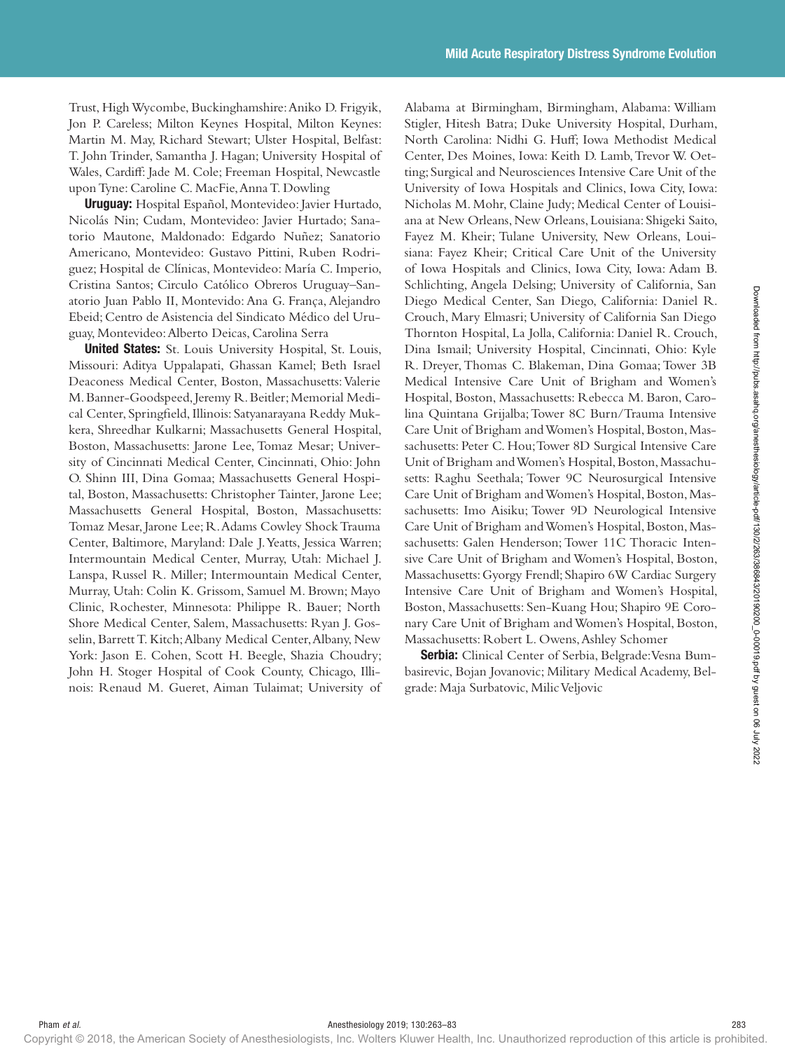Trust, High Wycombe, Buckinghamshire: Aniko D. Frigyik, Jon P. Careless; Milton Keynes Hospital, Milton Keynes: Martin M. May, Richard Stewart; Ulster Hospital, Belfast: T. John Trinder, Samantha J. Hagan; University Hospital of Wales, Cardiff: Jade M. Cole; Freeman Hospital, Newcastle upon Tyne: Caroline C. MacFie, Anna T. Dowling

**Uruguay:** Hospital Español, Montevideo: Javier Hurtado, Nicolás Nin; Cudam, Montevideo: Javier Hurtado; Sanatorio Mautone, Maldonado: Edgardo Nuñez; Sanatorio Americano, Montevideo: Gustavo Pittini, Ruben Rodriguez; Hospital de Clínicas, Montevideo: María C. Imperio, Cristina Santos; Circulo Católico Obreros Uruguay–Sanatorio Juan Pablo II, Montevido: Ana G. França, Alejandro Ebeid; Centro de Asistencia del Sindicato Médico del Uruguay, Montevideo: Alberto Deicas, Carolina Serra

**United States:** St. Louis University Hospital, St. Louis, Missouri: Aditya Uppalapati, Ghassan Kamel; Beth Israel Deaconess Medical Center, Boston, Massachusetts: Valerie M. Banner-Goodspeed, Jeremy R. Beitler; Memorial Medical Center, Springfield, Illinois: Satyanarayana Reddy Mukkera, Shreedhar Kulkarni; Massachusetts General Hospital, Boston, Massachusetts: Jarone Lee, Tomaz Mesar; University of Cincinnati Medical Center, Cincinnati, Ohio: John O. Shinn III, Dina Gomaa; Massachusetts General Hospital, Boston, Massachusetts: Christopher Tainter, Jarone Lee; Massachusetts General Hospital, Boston, Massachusetts: Tomaz Mesar, Jarone Lee; R. Adams Cowley Shock Trauma Center, Baltimore, Maryland: Dale J. Yeatts, Jessica Warren; Intermountain Medical Center, Murray, Utah: Michael J. Lanspa, Russel R. Miller; Intermountain Medical Center, Murray, Utah: Colin K. Grissom, Samuel M. Brown; Mayo Clinic, Rochester, Minnesota: Philippe R. Bauer; North Shore Medical Center, Salem, Massachusetts: Ryan J. Gosselin, Barrett T. Kitch; Albany Medical Center, Albany, New York: Jason E. Cohen, Scott H. Beegle, Shazia Choudry; John H. Stoger Hospital of Cook County, Chicago, Illinois: Renaud M. Gueret, Aiman Tulaimat; University of Alabama at Birmingham, Birmingham, Alabama: William Stigler, Hitesh Batra; Duke University Hospital, Durham, North Carolina: Nidhi G. Huff; Iowa Methodist Medical Center, Des Moines, Iowa: Keith D. Lamb, Trevor W. Oetting; Surgical and Neurosciences Intensive Care Unit of the University of Iowa Hospitals and Clinics, Iowa City, Iowa: Nicholas M. Mohr, Claine Judy; Medical Center of Louisiana at New Orleans, New Orleans, Louisiana: Shigeki Saito, Fayez M. Kheir; Tulane University, New Orleans, Louisiana: Fayez Kheir; Critical Care Unit of the University of Iowa Hospitals and Clinics, Iowa City, Iowa: Adam B. Schlichting, Angela Delsing; University of California, San Diego Medical Center, San Diego, California: Daniel R. Crouch, Mary Elmasri; University of California San Diego Thornton Hospital, La Jolla, California: Daniel R. Crouch, Dina Ismail; University Hospital, Cincinnati, Ohio: Kyle R. Dreyer, Thomas C. Blakeman, Dina Gomaa; Tower 3B Medical Intensive Care Unit of Brigham and Women's Hospital, Boston, Massachusetts: Rebecca M. Baron, Carolina Quintana Grijalba; Tower 8C Burn/Trauma Intensive Care Unit of Brigham and Women's Hospital, Boston, Massachusetts: Peter C. Hou; Tower 8D Surgical Intensive Care Unit of Brigham and Women's Hospital, Boston, Massachusetts: Raghu Seethala; Tower 9C Neurosurgical Intensive Care Unit of Brigham and Women's Hospital, Boston, Massachusetts: Imo Aisiku; Tower 9D Neurological Intensive Care Unit of Brigham and Women's Hospital, Boston, Massachusetts: Galen Henderson; Tower 11C Thoracic Intensive Care Unit of Brigham and Women's Hospital, Boston, Massachusetts: Gyorgy Frendl; Shapiro 6W Cardiac Surgery Intensive Care Unit of Brigham and Women's Hospital, Boston, Massachusetts: Sen-Kuang Hou; Shapiro 9E Coronary Care Unit of Brigham and Women's Hospital, Boston, Massachusetts: Robert L. Owens, Ashley Schomer

**Serbia:** Clinical Center of Serbia, Belgrade: Vesna Bumbasirevic, Bojan Jovanovic; Military Medical Academy, Belgrade: Maja Surbatovic, Milic Veljovic